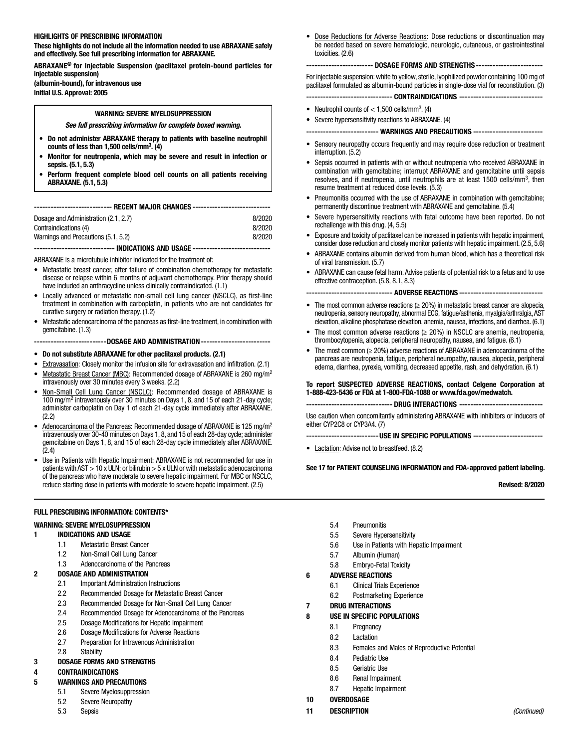**HIGHLIGHTS OF PRESCRIBING INFORMATION**

**These highlights do not include all the information needed to use ABRAXANE safely and effectively. See full prescribing information for ABRAXANE.**

**ABRAXANE® for Injectable Suspension (paclitaxel protein-bound particles for injectable suspension) (albumin-bound), for intravenous use**
**Initial U.S. Approval: 2005**

> **WARNING: SEVERE MYELOSUPPRESSION**
>
> ***See full prescribing information for complete boxed warning.***
>
> - **Do not administer ABRAXANE therapy to patients with baseline neutrophil counts of less than 1,500 cells/mm³. (4)**
> - **Monitor for neutropenia, which may be severe and result in infection or sepsis. (5.1, 5.3)**
> - **Perform frequent complete blood cell counts on all patients receiving ABRAXANE. (5.1, 5.3)**

**RECENT MAJOR CHANGES**

| | |
|---|---|
| Dosage and Administration (2.1, 2.7) | 8/2020 |
| Contraindications (4) | 8/2020 |
| Warnings and Precautions (5.1, 5.2) | 8/2020 |

**INDICATIONS AND USAGE**

ABRAXANE is a microtubule inhibitor indicated for the treatment of:

- Metastatic breast cancer, after failure of combination chemotherapy for metastatic disease or relapse within 6 months of adjuvant chemotherapy. Prior therapy should have included an anthracycline unless clinically contraindicated. (1.1)
- Locally advanced or metastatic non-small cell lung cancer (NSCLC), as first-line treatment in combination with carboplatin, in patients who are not candidates for curative surgery or radiation therapy. (1.2)
- Metastatic adenocarcinoma of the pancreas as first-line treatment, in combination with gemcitabine. (1.3)

**DOSAGE AND ADMINISTRATION**

- **Do not substitute ABRAXANE for other paclitaxel products. (2.1)**
- Extravasation: Closely monitor the infusion site for extravasation and infiltration. (2.1)
- Metastatic Breast Cancer (MBC): Recommended dosage of ABRAXANE is 260 mg/m² intravenously over 30 minutes every 3 weeks. (2.2)
- Non-Small Cell Lung Cancer (NSCLC): Recommended dosage of ABRAXANE is 100 mg/m² intravenously over 30 minutes on Days 1, 8, and 15 of each 21-day cycle; administer carboplatin on Day 1 of each 21-day cycle immediately after ABRAXANE. (2.2)
- Adenocarcinoma of the Pancreas: Recommended dosage of ABRAXANE is 125 mg/m² intravenously over 30-40 minutes on Days 1, 8, and 15 of each 28-day cycle; administer gemcitabine on Days 1, 8, and 15 of each 28-day cycle immediately after ABRAXANE. (2.4)
- Use in Patients with Hepatic Impairment: ABRAXANE is not recommended for use in patients with AST > 10 x ULN; or bilirubin > 5 x ULN or with metastatic adenocarcinoma of the pancreas who have moderate to severe hepatic impairment. For MBC or NSCLC, reduce starting dose in patients with moderate to severe hepatic impairment. (2.5)
- Dose Reductions for Adverse Reactions: Dose reductions or discontinuation may be needed based on severe hematologic, neurologic, cutaneous, or gastrointestinal toxicities. (2.6)

**DOSAGE FORMS AND STRENGTHS**

For injectable suspension: white to yellow, sterile, lyophilized powder containing 100 mg of paclitaxel formulated as albumin-bound particles in single-dose vial for reconstitution. (3)

**CONTRAINDICATIONS**

- Neutrophil counts of < 1,500 cells/mm³. (4)
- Severe hypersensitivity reactions to ABRAXANE. (4)

**WARNINGS AND PRECAUTIONS**

- Sensory neuropathy occurs frequently and may require dose reduction or treatment interruption. (5.2)
- Sepsis occurred in patients with or without neutropenia who received ABRAXANE in combination with gemcitabine; interrupt ABRAXANE and gemcitabine until sepsis resolves, and if neutropenia, until neutrophils are at least 1500 cells/mm³, then resume treatment at reduced dose levels. (5.3)
- Pneumonitis occurred with the use of ABRAXANE in combination with gemcitabine; permanently discontinue treatment with ABRAXANE and gemcitabine. (5.4)
- Severe hypersensitivity reactions with fatal outcome have been reported. Do not rechallenge with this drug. (4, 5.5)
- Exposure and toxicity of paclitaxel can be increased in patients with hepatic impairment, consider dose reduction and closely monitor patients with hepatic impairment. (2.5, 5.6)
- ABRAXANE contains albumin derived from human blood, which has a theoretical risk of viral transmission. (5.7)
- ABRAXANE can cause fetal harm. Advise patients of potential risk to a fetus and to use effective contraception. (5.8, 8.1, 8.3)

**ADVERSE REACTIONS**

- The most common adverse reactions (≥ 20%) in metastatic breast cancer are alopecia, neutropenia, sensory neuropathy, abnormal ECG, fatigue/asthenia, myalgia/arthralgia, AST elevation, alkaline phosphatase elevation, anemia, nausea, infections, and diarrhea. (6.1)
- The most common adverse reactions (≥ 20%) in NSCLC are anemia, neutropenia, thrombocytopenia, alopecia, peripheral neuropathy, nausea, and fatigue. (6.1)
- The most common (≥ 20%) adverse reactions of ABRAXANE in adenocarcinoma of the pancreas are neutropenia, fatigue, peripheral neuropathy, nausea, alopecia, peripheral edema, diarrhea, pyrexia, vomiting, decreased appetite, rash, and dehydration. (6.1)

**To report SUSPECTED ADVERSE REACTIONS, contact Celgene Corporation at 1-888-423-5436 or FDA at 1-800-FDA-1088 or www.fda.gov/medwatch.**

**DRUG INTERACTIONS**

Use caution when concomitantly administering ABRAXANE with inhibitors or inducers of either CYP2C8 or CYP3A4. (7)

**USE IN SPECIFIC POPULATIONS**

- Lactation: Advise not to breastfeed. (8.2)

**See 17 for PATIENT COUNSELING INFORMATION and FDA-approved patient labeling.**

**Revised: 8/2020**

**FULL PRESCRIBING INFORMATION: CONTENTS***

**WARNING: SEVERE MYELOSUPPRESSION**

**1 INDICATIONS AND USAGE**
- 1.1 Metastatic Breast Cancer
- 1.2 Non-Small Cell Lung Cancer
- 1.3 Adenocarcinoma of the Pancreas

**2 DOSAGE AND ADMINISTRATION**
- 2.1 Important Administration Instructions
- 2.2 Recommended Dosage for Metastatic Breast Cancer
- 2.3 Recommended Dosage for Non-Small Cell Lung Cancer
- 2.4 Recommended Dosage for Adenocarcinoma of the Pancreas
- 2.5 Dosage Modifications for Hepatic Impairment
- 2.6 Dosage Modifications for Adverse Reactions
- 2.7 Preparation for Intravenous Administration
- 2.8 Stability

**3 DOSAGE FORMS AND STRENGTHS**

**4 CONTRAINDICATIONS**

**5 WARNINGS AND PRECAUTIONS**
- 5.1 Severe Myelosuppression
- 5.2 Severe Neuropathy
- 5.3 Sepsis
- 5.4 Pneumonitis
- 5.5 Severe Hypersensitivity
- 5.6 Use in Patients with Hepatic Impairment
- 5.7 Albumin (Human)
- 5.8 Embryo-Fetal Toxicity

**6 ADVERSE REACTIONS**
- 6.1 Clinical Trials Experience
- 6.2 Postmarketing Experience

**7 DRUG INTERACTIONS**

**8 USE IN SPECIFIC POPULATIONS**
- 8.1 Pregnancy
- 8.2 Lactation
- 8.3 Females and Males of Reproductive Potential
- 8.4 Pediatric Use
- 8.5 Geriatric Use
- 8.6 Renal Impairment
- 8.7 Hepatic Impairment

**10 OVERDOSAGE**

**11 DESCRIPTION**

*(Continued)*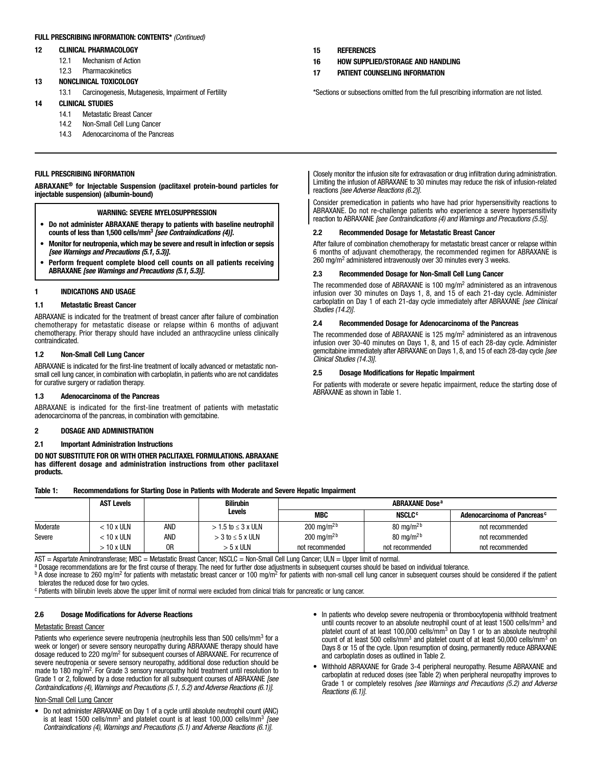**FULL PRESCRIBING INFORMATION: CONTENTS*** *(Continued)*

**12 CLINICAL PHARMACOLOGY**
- 12.1 Mechanism of Action
- 12.3 Pharmacokinetics

**13 NONCLINICAL TOXICOLOGY**
- 13.1 Carcinogenesis, Mutagenesis, Impairment of Fertility

**14 CLINICAL STUDIES**
- 14.1 Metastatic Breast Cancer
- 14.2 Non-Small Cell Lung Cancer
- 14.3 Adenocarcinoma of the Pancreas

**15 REFERENCES**

**16 HOW SUPPLIED/STORAGE AND HANDLING**

**17 PATIENT COUNSELING INFORMATION**

*Sections or subsections omitted from the full prescribing information are not listed.

## FULL PRESCRIBING INFORMATION

**ABRAXANE® for Injectable Suspension (paclitaxel protein-bound particles for injectable suspension) (albumin-bound)**

**WARNING: SEVERE MYELOSUPPRESSION**

- **Do not administer ABRAXANE therapy to patients with baseline neutrophil counts of less than 1,500 cells/mm$^3$** ***[see Contraindications (4)]*****.**
- **Monitor for neutropenia, which may be severe and result in infection or sepsis** ***[see Warnings and Precautions (5.1, 5.3)]*****.**
- **Perform frequent complete blood cell counts on all patients receiving ABRAXANE** ***[see Warnings and Precautions (5.1, 5.3)]*****.**

## 1 INDICATIONS AND USAGE

### 1.1 Metastatic Breast Cancer

ABRAXANE is indicated for the treatment of breast cancer after failure of combination chemotherapy for metastatic disease or relapse within 6 months of adjuvant chemotherapy. Prior therapy should have included an anthracycline unless clinically contraindicated.

### 1.2 Non-Small Cell Lung Cancer

ABRAXANE is indicated for the first-line treatment of locally advanced or metastatic non-small cell lung cancer, in combination with carboplatin, in patients who are not candidates for curative surgery or radiation therapy.

### 1.3 Adenocarcinoma of the Pancreas

ABRAXANE is indicated for the first-line treatment of patients with metastatic adenocarcinoma of the pancreas, in combination with gemcitabine.

## 2 DOSAGE AND ADMINISTRATION

### 2.1 Important Administration Instructions

**DO NOT SUBSTITUTE FOR OR WITH OTHER PACLITAXEL FORMULATIONS. ABRAXANE has different dosage and administration instructions from other paclitaxel products.**

Closely monitor the infusion site for extravasation or drug infiltration during administration. Limiting the infusion of ABRAXANE to 30 minutes may reduce the risk of infusion-related reactions *[see Adverse Reactions (6.2)]*.

Consider premedication in patients who have had prior hypersensitivity reactions to ABRAXANE. Do not re-challenge patients who experience a severe hypersensitivity reaction to ABRAXANE *[see Contraindications (4) and Warnings and Precautions (5.5)]*.

### 2.2 Recommended Dosage for Metastatic Breast Cancer

After failure of combination chemotherapy for metastatic breast cancer or relapse within 6 months of adjuvant chemotherapy, the recommended regimen for ABRAXANE is 260 mg/m$^2$ administered intravenously over 30 minutes every 3 weeks.

### 2.3 Recommended Dosage for Non-Small Cell Lung Cancer

The recommended dose of ABRAXANE is 100 mg/m$^2$ administered as an intravenous infusion over 30 minutes on Days 1, 8, and 15 of each 21-day cycle. Administer carboplatin on Day 1 of each 21-day cycle immediately after ABRAXANE *[see Clinical Studies (14.2)]*.

### 2.4 Recommended Dosage for Adenocarcinoma of the Pancreas

The recommended dose of ABRAXANE is 125 mg/m$^2$ administered as an intravenous infusion over 30-40 minutes on Days 1, 8, and 15 of each 28-day cycle. Administer gemcitabine immediately after ABRAXANE on Days 1, 8, and 15 of each 28-day cycle *[see Clinical Studies (14.3)]*.

### 2.5 Dosage Modifications for Hepatic Impairment

For patients with moderate or severe hepatic impairment, reduce the starting dose of ABRAXANE as shown in Table 1.

**Table 1: Recommendations for Starting Dose in Patients with Moderate and Severe Hepatic Impairment**

| | AST Levels | | Bilirubin Levels | ABRAXANE Dose[a] | | |
|---|---|---|---|---|---|---|
| | | | | MBC | NSCLC[c] | Adenocarcinoma of Pancreas[c] |
| Moderate | < 10 x ULN | AND | > 1.5 to ≤ 3 x ULN | 200 mg/m$^2$ [b] | 80 mg/m$^2$ [b] | not recommended |
| Severe | < 10 x ULN | AND | > 3 to ≤ 5 x ULN | 200 mg/m$^2$ [b] | 80 mg/m$^2$ [b] | not recommended |
| | > 10 x ULN | OR | > 5 x ULN | not recommended | not recommended | not recommended |

AST = Aspartate Aminotransferase; MBC = Metastatic Breast Cancer; NSCLC = Non-Small Cell Lung Cancer; ULN = Upper limit of normal.

[a] Dosage recommendations are for the first course of therapy. The need for further dose adjustments in subsequent courses should be based on individual tolerance.

[b] A dose increase to 260 mg/m$^2$ for patients with metastatic breast cancer or 100 mg/m$^2$ for patients with non-small cell lung cancer in subsequent courses should be considered if the patient tolerates the reduced dose for two cycles.

[c] Patients with bilirubin levels above the upper limit of normal were excluded from clinical trials for pancreatic or lung cancer.

### 2.6 Dosage Modifications for Adverse Reactions

Metastatic Breast Cancer

Patients who experience severe neutropenia (neutrophils less than 500 cells/mm$^3$ for a week or longer) or severe sensory neuropathy during ABRAXANE therapy should have dosage reduced to 220 mg/m$^2$ for subsequent courses of ABRAXANE. For recurrence of severe neutropenia or severe sensory neuropathy, additional dose reduction should be made to 180 mg/m$^2$. For Grade 3 sensory neuropathy hold treatment until resolution to Grade 1 or 2, followed by a dose reduction for all subsequent courses of ABRAXANE *[see Contraindications (4), Warnings and Precautions (5.1, 5.2) and Adverse Reactions (6.1)]*.

Non-Small Cell Lung Cancer

- Do not administer ABRAXANE on Day 1 of a cycle until absolute neutrophil count (ANC) is at least 1500 cells/mm$^3$ and platelet count is at least 100,000 cells/mm$^3$ *[see Contraindications (4), Warnings and Precautions (5.1) and Adverse Reactions (6.1)]*.
- In patients who develop severe neutropenia or thrombocytopenia withhold treatment until counts recover to an absolute neutrophil count of at least 1500 cells/mm$^3$ and platelet count of at least 100,000 cells/mm$^3$ on Day 1 or to an absolute neutrophil count of at least 500 cells/mm$^3$ and platelet count of at least 50,000 cells/mm$^3$ on Days 8 or 15 of the cycle. Upon resumption of dosing, permanently reduce ABRAXANE and carboplatin doses as outlined in Table 2.
- Withhold ABRAXANE for Grade 3-4 peripheral neuropathy. Resume ABRAXANE and carboplatin at reduced doses (see Table 2) when peripheral neuropathy improves to Grade 1 or completely resolves *[see Warnings and Precautions (5.2) and Adverse Reactions (6.1)]*.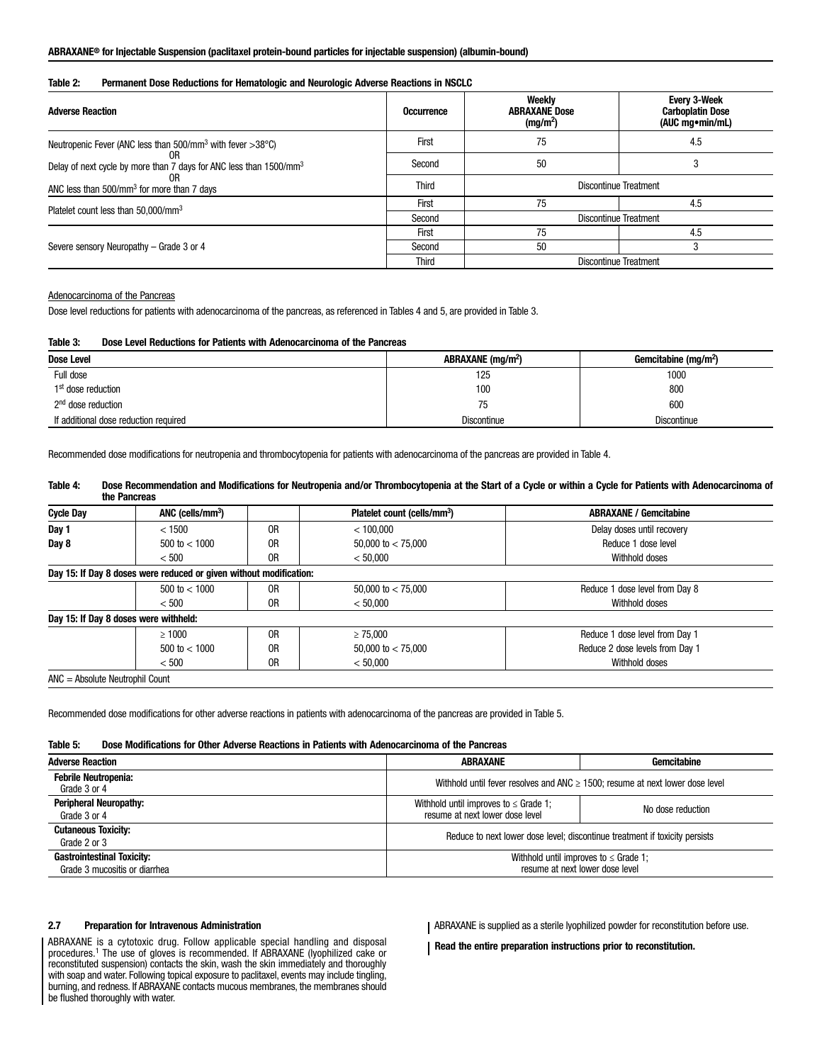**ABRAXANE® for Injectable Suspension (paclitaxel protein-bound particles for injectable suspension) (albumin-bound)**

**Table 2: Permanent Dose Reductions for Hematologic and Neurologic Adverse Reactions in NSCLC**

| Adverse Reaction | Occurrence | Weekly ABRAXANE Dose (mg/m²) | Every 3-Week Carboplatin Dose (AUC mg•min/mL) |
|---|---|---|---|
| Neutropenic Fever (ANC less than 500/mm³ with fever >38°C) OR Delay of next cycle by more than 7 days for ANC less than 1500/mm³ OR ANC less than 500/mm³ for more than 7 days | First | 75 | 4.5 |
| | Second | 50 | 3 |
| | Third | Discontinue Treatment | |
| Platelet count less than 50,000/mm³ | First | 75 | 4.5 |
| | Second | Discontinue Treatment | |
| Severe sensory Neuropathy – Grade 3 or 4 | First | 75 | 4.5 |
| | Second | 50 | 3 |
| | Third | Discontinue Treatment | |

Adenocarcinoma of the Pancreas

Dose level reductions for patients with adenocarcinoma of the pancreas, as referenced in Tables 4 and 5, are provided in Table 3.

**Table 3: Dose Level Reductions for Patients with Adenocarcinoma of the Pancreas**

| Dose Level | ABRAXANE (mg/m²) | Gemcitabine (mg/m²) |
|---|---|---|
| Full dose | 125 | 1000 |
| 1st dose reduction | 100 | 800 |
| 2nd dose reduction | 75 | 600 |
| If additional dose reduction required | Discontinue | Discontinue |

Recommended dose modifications for neutropenia and thrombocytopenia for patients with adenocarcinoma of the pancreas are provided in Table 4.

**Table 4: Dose Recommendation and Modifications for Neutropenia and/or Thrombocytopenia at the Start of a Cycle or within a Cycle for Patients with Adenocarcinoma of the Pancreas**

| Cycle Day | ANC (cells/mm³) | | Platelet count (cells/mm³) | ABRAXANE / Gemcitabine |
|---|---|---|---|---|
| **Day 1** | < 1500 | OR | < 100,000 | Delay doses until recovery |
| **Day 8** | 500 to < 1000 | OR | 50,000 to < 75,000 | Reduce 1 dose level |
| | < 500 | OR | < 50,000 | Withhold doses |
| **Day 15: If Day 8 doses were reduced or given without modification:** | | | | |
| | 500 to < 1000 | OR | 50,000 to < 75,000 | Reduce 1 dose level from Day 8 |
| | < 500 | OR | < 50,000 | Withhold doses |
| **Day 15: If Day 8 doses were withheld:** | | | | |
| | ≥ 1000 | OR | ≥ 75,000 | Reduce 1 dose level from Day 1 |
| | 500 to < 1000 | OR | 50,000 to < 75,000 | Reduce 2 dose levels from Day 1 |
| | < 500 | OR | < 50,000 | Withhold doses |

ANC = Absolute Neutrophil Count

Recommended dose modifications for other adverse reactions in patients with adenocarcinoma of the pancreas are provided in Table 5.

**Table 5: Dose Modifications for Other Adverse Reactions in Patients with Adenocarcinoma of the Pancreas**

| Adverse Reaction | ABRAXANE | Gemcitabine |
|---|---|---|
| **Febrile Neutropenia:** Grade 3 or 4 | Withhold until fever resolves and ANC ≥ 1500; resume at next lower dose level | |
| **Peripheral Neuropathy:** Grade 3 or 4 | Withhold until improves to ≤ Grade 1; resume at next lower dose level | No dose reduction |
| **Cutaneous Toxicity:** Grade 2 or 3 | Reduce to next lower dose level; discontinue treatment if toxicity persists | |
| **Gastrointestinal Toxicity:** Grade 3 mucositis or diarrhea | Withhold until improves to ≤ Grade 1; resume at next lower dose level | |

### 2.7 Preparation for Intravenous Administration

ABRAXANE is a cytotoxic drug. Follow applicable special handling and disposal procedures.[1] The use of gloves is recommended. If ABRAXANE (lyophilized cake or reconstituted suspension) contacts the skin, wash the skin immediately and thoroughly with soap and water. Following topical exposure to paclitaxel, events may include tingling, burning, and redness. If ABRAXANE contacts mucous membranes, the membranes should be flushed thoroughly with water.

ABRAXANE is supplied as a sterile lyophilized powder for reconstitution before use.

**Read the entire preparation instructions prior to reconstitution.**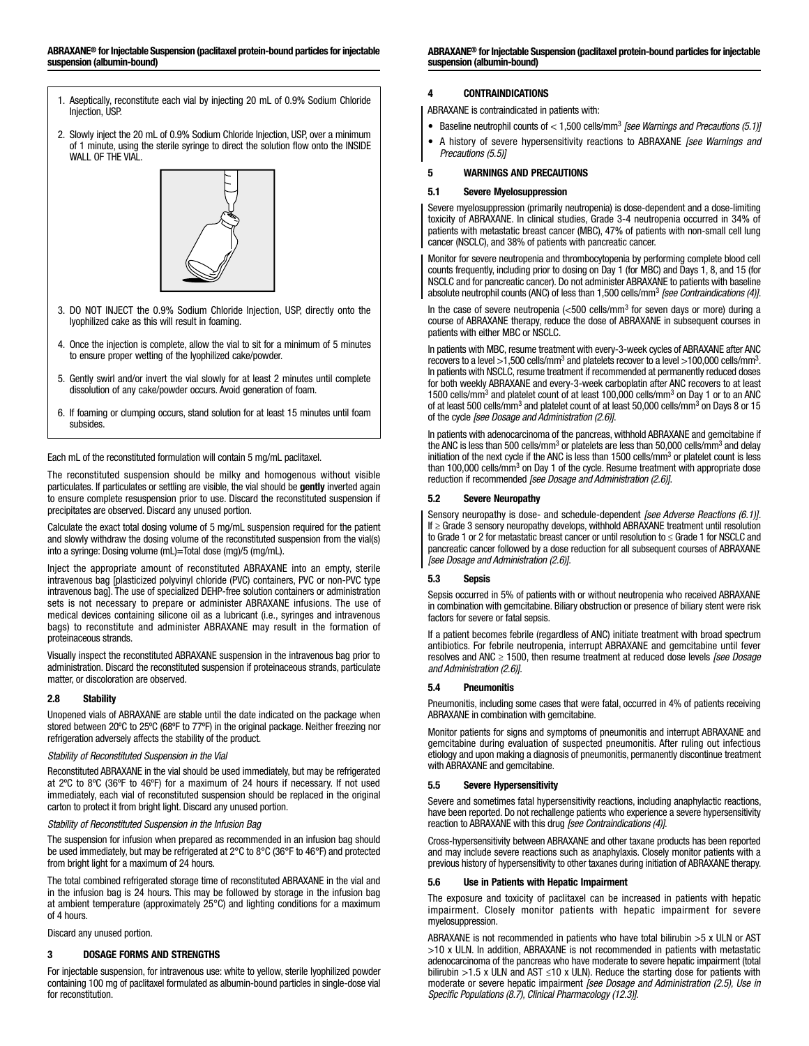1. Aseptically, reconstitute each vial by injecting 20 mL of 0.9% Sodium Chloride Injection, USP.
2. Slowly inject the 20 mL of 0.9% Sodium Chloride Injection, USP, over a minimum of 1 minute, using the sterile syringe to direct the solution flow onto the INSIDE WALL OF THE VIAL.
3. DO NOT INJECT the 0.9% Sodium Chloride Injection, USP, directly onto the lyophilized cake as this will result in foaming.
4. Once the injection is complete, allow the vial to sit for a minimum of 5 minutes to ensure proper wetting of the lyophilized cake/powder.
5. Gently swirl and/or invert the vial slowly for at least 2 minutes until complete dissolution of any cake/powder occurs. Avoid generation of foam.
6. If foaming or clumping occurs, stand solution for at least 15 minutes until foam subsides.

Each mL of the reconstituted formulation will contain 5 mg/mL paclitaxel.

The reconstituted suspension should be milky and homogenous without visible particulates. If particulates or settling are visible, the vial should be **gently** inverted again to ensure complete resuspension prior to use. Discard the reconstituted suspension if precipitates are observed. Discard any unused portion.

Calculate the exact total dosing volume of 5 mg/mL suspension required for the patient and slowly withdraw the dosing volume of the reconstituted suspension from the vial(s) into a syringe: Dosing volume (mL)=Total dose (mg)/5 (mg/mL).

Inject the appropriate amount of reconstituted ABRAXANE into an empty, sterile intravenous bag [plasticized polyvinyl chloride (PVC) containers, PVC or non-PVC type intravenous bag]. The use of specialized DEHP-free solution containers or administration sets is not necessary to prepare or administer ABRAXANE infusions. The use of medical devices containing silicone oil as a lubricant (i.e., syringes and intravenous bags) to reconstitute and administer ABRAXANE may result in the formation of proteinaceous strands.

Visually inspect the reconstituted ABRAXANE suspension in the intravenous bag prior to administration. Discard the reconstituted suspension if proteinaceous strands, particulate matter, or discoloration are observed.

### 2.8 Stability

Unopened vials of ABRAXANE are stable until the date indicated on the package when stored between 20ºC to 25ºC (68ºF to 77ºF) in the original package. Neither freezing nor refrigeration adversely affects the stability of the product.

*Stability of Reconstituted Suspension in the Vial*

Reconstituted ABRAXANE in the vial should be used immediately, but may be refrigerated at 2ºC to 8ºC (36ºF to 46ºF) for a maximum of 24 hours if necessary. If not used immediately, each vial of reconstituted suspension should be replaced in the original carton to protect it from bright light. Discard any unused portion.

*Stability of Reconstituted Suspension in the Infusion Bag*

The suspension for infusion when prepared as recommended in an infusion bag should be used immediately, but may be refrigerated at 2°C to 8°C (36°F to 46°F) and protected from bright light for a maximum of 24 hours.

The total combined refrigerated storage time of reconstituted ABRAXANE in the vial and in the infusion bag is 24 hours. This may be followed by storage in the infusion bag at ambient temperature (approximately 25°C) and lighting conditions for a maximum of 4 hours.

Discard any unused portion.

## 3 DOSAGE FORMS AND STRENGTHS

For injectable suspension, for intravenous use: white to yellow, sterile lyophilized powder containing 100 mg of paclitaxel formulated as albumin-bound particles in single-dose vial for reconstitution.

## 4 CONTRAINDICATIONS

ABRAXANE is contraindicated in patients with:

- Baseline neutrophil counts of < 1,500 cells/mm$^3$ *[see Warnings and Precautions (5.1)]*
- A history of severe hypersensitivity reactions to ABRAXANE *[see Warnings and Precautions (5.5)]*

## 5 WARNINGS AND PRECAUTIONS

### 5.1 Severe Myelosuppression

Severe myelosuppression (primarily neutropenia) is dose-dependent and a dose-limiting toxicity of ABRAXANE. In clinical studies, Grade 3-4 neutropenia occurred in 34% of patients with metastatic breast cancer (MBC), 47% of patients with non-small cell lung cancer (NSCLC), and 38% of patients with pancreatic cancer.

Monitor for severe neutropenia and thrombocytopenia by performing complete blood cell counts frequently, including prior to dosing on Day 1 (for MBC) and Days 1, 8, and 15 (for NSCLC and for pancreatic cancer). Do not administer ABRAXANE to patients with baseline absolute neutrophil counts (ANC) of less than 1,500 cells/mm$^3$ *[see Contraindications (4)]*.

In the case of severe neutropenia (<500 cells/mm$^3$ for seven days or more) during a course of ABRAXANE therapy, reduce the dose of ABRAXANE in subsequent courses in patients with either MBC or NSCLC.

In patients with MBC, resume treatment with every-3-week cycles of ABRAXANE after ANC recovers to a level >1,500 cells/mm$^3$ and platelets recover to a level >100,000 cells/mm$^3$. In patients with NSCLC, resume treatment if recommended at permanently reduced doses for both weekly ABRAXANE and every-3-week carboplatin after ANC recovers to at least 1500 cells/mm$^3$ and platelet count of at least 100,000 cells/mm$^3$ on Day 1 or to an ANC of at least 500 cells/mm$^3$ and platelet count of at least 50,000 cells/mm$^3$ on Days 8 or 15 of the cycle *[see Dosage and Administration (2.6)]*.

In patients with adenocarcinoma of the pancreas, withhold ABRAXANE and gemcitabine if the ANC is less than 500 cells/mm$^3$ or platelets are less than 50,000 cells/mm$^3$ and delay initiation of the next cycle if the ANC is less than 1500 cells/mm$^3$ or platelet count is less than 100,000 cells/mm$^3$ on Day 1 of the cycle. Resume treatment with appropriate dose reduction if recommended *[see Dosage and Administration (2.6)]*.

### 5.2 Severe Neuropathy

Sensory neuropathy is dose- and schedule-dependent *[see Adverse Reactions (6.1)]*. If ≥ Grade 3 sensory neuropathy develops, withhold ABRAXANE treatment until resolution to Grade 1 or 2 for metastatic breast cancer or until resolution to ≤ Grade 1 for NSCLC and pancreatic cancer followed by a dose reduction for all subsequent courses of ABRAXANE *[see Dosage and Administration (2.6)]*.

### 5.3 Sepsis

Sepsis occurred in 5% of patients with or without neutropenia who received ABRAXANE in combination with gemcitabine. Biliary obstruction or presence of biliary stent were risk factors for severe or fatal sepsis.

If a patient becomes febrile (regardless of ANC) initiate treatment with broad spectrum antibiotics. For febrile neutropenia, interrupt ABRAXANE and gemcitabine until fever resolves and ANC ≥ 1500, then resume treatment at reduced dose levels *[see Dosage and Administration (2.6)]*.

### 5.4 Pneumonitis

Pneumonitis, including some cases that were fatal, occurred in 4% of patients receiving ABRAXANE in combination with gemcitabine.

Monitor patients for signs and symptoms of pneumonitis and interrupt ABRAXANE and gemcitabine during evaluation of suspected pneumonitis. After ruling out infectious etiology and upon making a diagnosis of pneumonitis, permanently discontinue treatment with ABRAXANE and gemcitabine.

### 5.5 Severe Hypersensitivity

Severe and sometimes fatal hypersensitivity reactions, including anaphylactic reactions, have been reported. Do not rechallenge patients who experience a severe hypersensitivity reaction to ABRAXANE with this drug *[see Contraindications (4)]*.

Cross-hypersensitivity between ABRAXANE and other taxane products has been reported and may include severe reactions such as anaphylaxis. Closely monitor patients with a previous history of hypersensitivity to other taxanes during initiation of ABRAXANE therapy.

### 5.6 Use in Patients with Hepatic Impairment

The exposure and toxicity of paclitaxel can be increased in patients with hepatic impairment. Closely monitor patients with hepatic impairment for severe myelosuppression.

ABRAXANE is not recommended in patients who have total bilirubin >5 x ULN or AST >10 x ULN. In addition, ABRAXANE is not recommended in patients with metastatic adenocarcinoma of the pancreas who have moderate to severe hepatic impairment (total bilirubin >1.5 x ULN and AST ≤10 x ULN). Reduce the starting dose for patients with moderate or severe hepatic impairment *[see Dosage and Administration (2.5), Use in Specific Populations (8.7), Clinical Pharmacology (12.3)]*.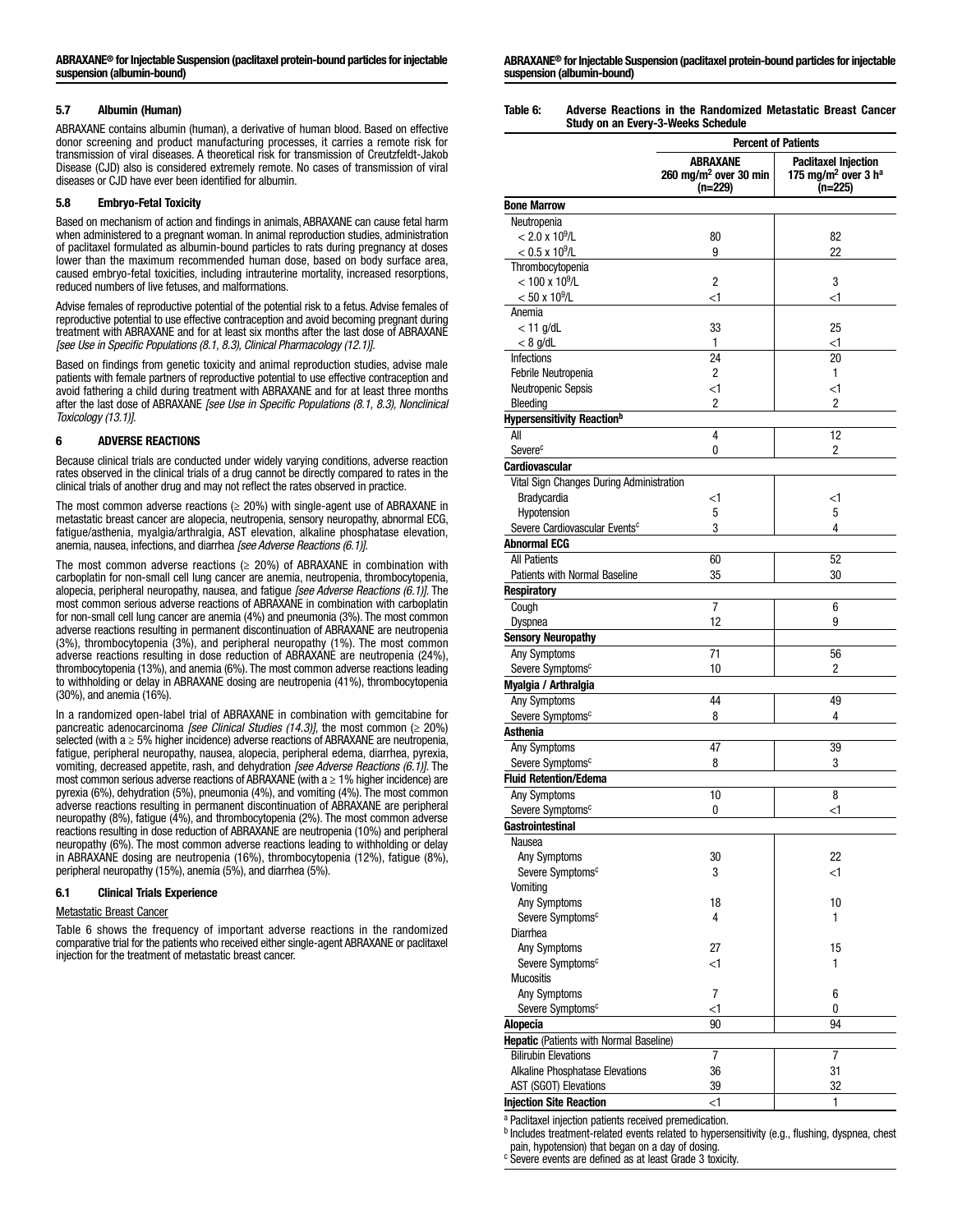### 5.7 Albumin (Human)

ABRAXANE contains albumin (human), a derivative of human blood. Based on effective donor screening and product manufacturing processes, it carries a remote risk for transmission of viral diseases. A theoretical risk for transmission of Creutzfeldt-Jakob Disease (CJD) also is considered extremely remote. No cases of transmission of viral diseases or CJD have ever been identified for albumin.

### 5.8 Embryo-Fetal Toxicity

Based on mechanism of action and findings in animals, ABRAXANE can cause fetal harm when administered to a pregnant woman. In animal reproduction studies, administration of paclitaxel formulated as albumin-bound particles to rats during pregnancy at doses lower than the maximum recommended human dose, based on body surface area, caused embryo-fetal toxicities, including intrauterine mortality, increased resorptions, reduced numbers of live fetuses, and malformations.

Advise females of reproductive potential of the potential risk to a fetus. Advise females of reproductive potential to use effective contraception and avoid becoming pregnant during treatment with ABRAXANE and for at least six months after the last dose of ABRAXANE *[see Use in Specific Populations (8.1, 8.3), Clinical Pharmacology (12.1)]*.

Based on findings from genetic toxicity and animal reproduction studies, advise male patients with female partners of reproductive potential to use effective contraception and avoid fathering a child during treatment with ABRAXANE and for at least three months after the last dose of ABRAXANE *[see Use in Specific Populations (8.1, 8.3), Nonclinical Toxicology (13.1)]*.

## 6 ADVERSE REACTIONS

Because clinical trials are conducted under widely varying conditions, adverse reaction rates observed in the clinical trials of a drug cannot be directly compared to rates in the clinical trials of another drug and may not reflect the rates observed in practice.

The most common adverse reactions (≥ 20%) with single-agent use of ABRAXANE in metastatic breast cancer are alopecia, neutropenia, sensory neuropathy, abnormal ECG, fatigue/asthenia, myalgia/arthralgia, AST elevation, alkaline phosphatase elevation, anemia, nausea, infections, and diarrhea *[see Adverse Reactions (6.1)]*.

The most common adverse reactions (≥ 20%) of ABRAXANE in combination with carboplatin for non-small cell lung cancer are anemia, neutropenia, thrombocytopenia, alopecia, peripheral neuropathy, nausea, and fatigue *[see Adverse Reactions (6.1)]*. The most common serious adverse reactions of ABRAXANE in combination with carboplatin for non-small cell lung cancer are anemia (4%) and pneumonia (3%). The most common adverse reactions resulting in permanent discontinuation of ABRAXANE are neutropenia (3%), thrombocytopenia (3%), and peripheral neuropathy (1%). The most common adverse reactions resulting in dose reduction of ABRAXANE are neutropenia (24%), thrombocytopenia (13%), and anemia (6%). The most common adverse reactions leading to withholding or delay in ABRAXANE dosing are neutropenia (41%), thrombocytopenia (30%), and anemia (16%).

In a randomized open-label trial of ABRAXANE in combination with gemcitabine for pancreatic adenocarcinoma *[see Clinical Studies (14.3)]*, the most common (≥ 20%) selected (with a ≥ 5% higher incidence) adverse reactions of ABRAXANE are neutropenia, fatigue, peripheral neuropathy, nausea, alopecia, peripheral edema, diarrhea, pyrexia, vomiting, decreased appetite, rash, and dehydration *[see Adverse Reactions (6.1)]*. The most common serious adverse reactions of ABRAXANE (with a ≥ 1% higher incidence) are pyrexia (6%), dehydration (5%), pneumonia (4%), and vomiting (4%). The most common adverse reactions resulting in permanent discontinuation of ABRAXANE are peripheral neuropathy (8%), fatigue (4%), and thrombocytopenia (2%). The most common adverse reactions resulting in dose reduction of ABRAXANE are neutropenia (10%) and peripheral neuropathy (6%). The most common adverse reactions leading to withholding or delay in ABRAXANE dosing are neutropenia (16%), thrombocytopenia (12%), fatigue (8%), peripheral neuropathy (15%), anemia (5%), and diarrhea (5%).

### 6.1 Clinical Trials Experience

Metastatic Breast Cancer

Table 6 shows the frequency of important adverse reactions in the randomized comparative trial for the patients who received either single-agent ABRAXANE or paclitaxel injection for the treatment of metastatic breast cancer.

**Table 6: Adverse Reactions in the Randomized Metastatic Breast Cancer Study on an Every-3-Weeks Schedule**

| | Percent of Patients | |
|---|---|---|
| | ABRAXANE 260 mg/m² over 30 min (n=229) | Paclitaxel Injection 175 mg/m² over 3 h[a] (n=225) |
| **Bone Marrow** | | |
| Neutropenia | | |
| $< 2.0 \times 10^9$/L | 80 | 82 |
| $< 0.5 \times 10^9$/L | 9 | 22 |
| Thrombocytopenia | | |
| $< 100 \times 10^9$/L | 2 | 3 |
| $< 50 \times 10^9$/L | <1 | <1 |
| Anemia | | |
| < 11 g/dL | 33 | 25 |
| < 8 g/dL | 1 | <1 |
| Infections | 24 | 20 |
| Febrile Neutropenia | 2 | 1 |
| Neutropenic Sepsis | <1 | <1 |
| Bleeding | 2 | 2 |
| **Hypersensitivity Reaction[b]** | | |
| All | 4 | 12 |
| Severe[c] | 0 | 2 |
| **Cardiovascular** | | |
| Vital Sign Changes During Administration | | |
| Bradycardia | <1 | <1 |
| Hypotension | 5 | 5 |
| Severe Cardiovascular Events[c] | 3 | 4 |
| **Abnormal ECG** | | |
| All Patients | 60 | 52 |
| Patients with Normal Baseline | 35 | 30 |
| **Respiratory** | | |
| Cough | 7 | 6 |
| Dyspnea | 12 | 9 |
| **Sensory Neuropathy** | | |
| Any Symptoms | 71 | 56 |
| Severe Symptoms[c] | 10 | 2 |
| **Myalgia / Arthralgia** | | |
| Any Symptoms | 44 | 49 |
| Severe Symptoms[c] | 8 | 4 |
| **Asthenia** | | |
| Any Symptoms | 47 | 39 |
| Severe Symptoms[c] | 8 | 3 |
| **Fluid Retention/Edema** | | |
| Any Symptoms | 10 | 8 |
| Severe Symptoms[c] | 0 | <1 |
| **Gastrointestinal** | | |
| Nausea | | |
| Any Symptoms | 30 | 22 |
| Severe Symptoms[c] | 3 | <1 |
| Vomiting | | |
| Any Symptoms | 18 | 10 |
| Severe Symptoms[c] | 4 | 1 |
| Diarrhea | | |
| Any Symptoms | 27 | 15 |
| Severe Symptoms[c] | <1 | 1 |
| Mucositis | | |
| Any Symptoms | 7 | 6 |
| Severe Symptoms[c] | <1 | 0 |
| **Alopecia** | 90 | 94 |
| **Hepatic** (Patients with Normal Baseline) | | |
| Bilirubin Elevations | 7 | 7 |
| Alkaline Phosphatase Elevations | 36 | 31 |
| AST (SGOT) Elevations | 39 | 32 |
| **Injection Site Reaction** | <1 | 1 |

[a] Paclitaxel injection patients received premedication.
[b] Includes treatment-related events related to hypersensitivity (e.g., flushing, dyspnea, chest pain, hypotension) that began on a day of dosing.
[c] Severe events are defined as at least Grade 3 toxicity.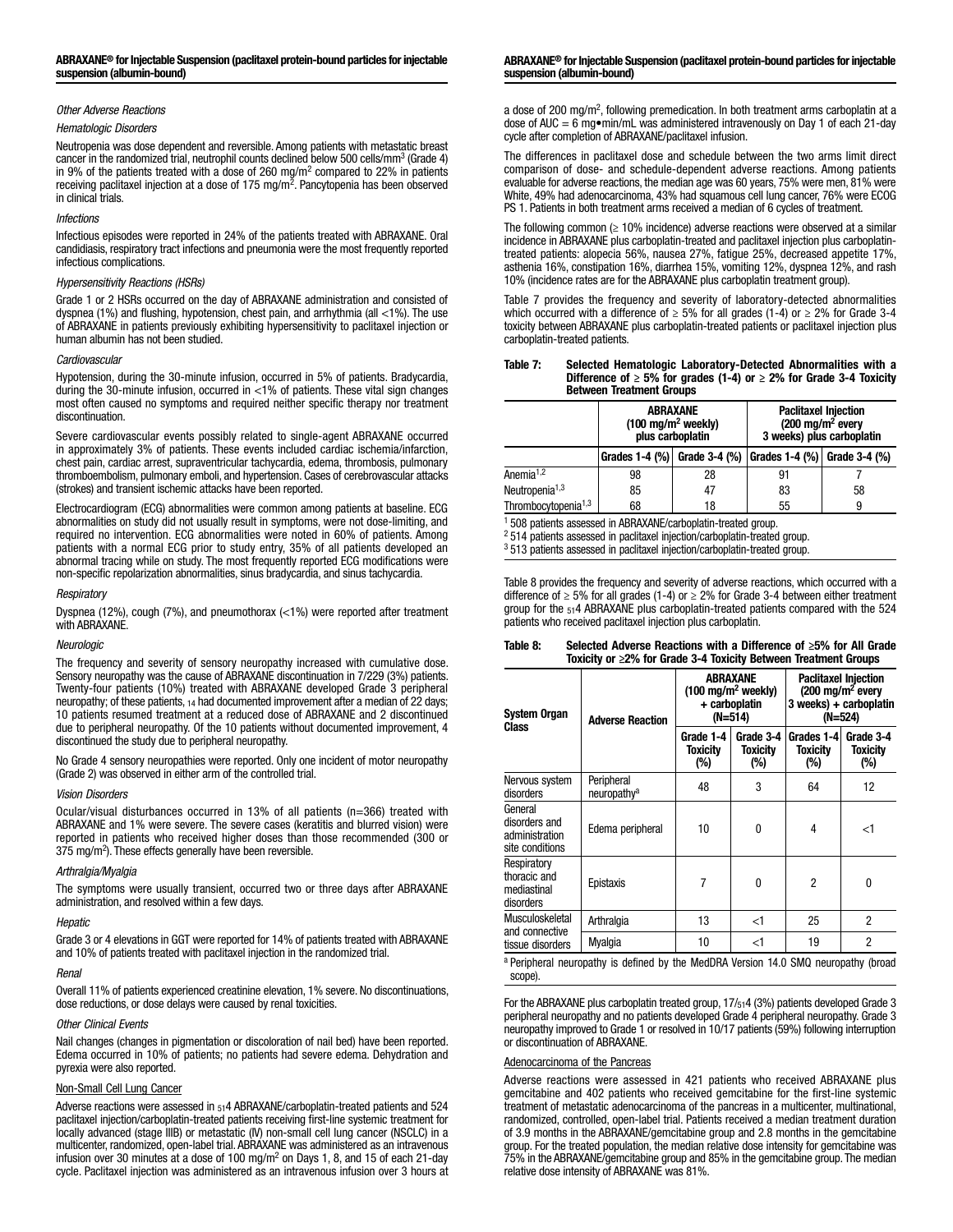*Other Adverse Reactions*

*Hematologic Disorders*

Neutropenia was dose dependent and reversible. Among patients with metastatic breast cancer in the randomized trial, neutrophil counts declined below 500 cells/mm$^3$ (Grade 4) in 9% of the patients treated with a dose of 260 mg/m$^2$ compared to 22% in patients receiving paclitaxel injection at a dose of 175 mg/m$^2$. Pancytopenia has been observed in clinical trials.

*Infections*

Infectious episodes were reported in 24% of the patients treated with ABRAXANE. Oral candidiasis, respiratory tract infections and pneumonia were the most frequently reported infectious complications.

*Hypersensitivity Reactions (HSRs)*

Grade 1 or 2 HSRs occurred on the day of ABRAXANE administration and consisted of dyspnea (1%) and flushing, hypotension, chest pain, and arrhythmia (all <1%). The use of ABRAXANE in patients previously exhibiting hypersensitivity to paclitaxel injection or human albumin has not been studied.

*Cardiovascular*

Hypotension, during the 30-minute infusion, occurred in 5% of patients. Bradycardia, during the 30-minute infusion, occurred in <1% of patients. These vital sign changes most often caused no symptoms and required neither specific therapy nor treatment discontinuation.

Severe cardiovascular events possibly related to single-agent ABRAXANE occurred in approximately 3% of patients. These events included cardiac ischemia/infarction, chest pain, cardiac arrest, supraventricular tachycardia, edema, thrombosis, pulmonary thromboembolism, pulmonary emboli, and hypertension. Cases of cerebrovascular attacks (strokes) and transient ischemic attacks have been reported.

Electrocardiogram (ECG) abnormalities were common among patients at baseline. ECG abnormalities on study did not usually result in symptoms, were not dose-limiting, and required no intervention. ECG abnormalities were noted in 60% of patients. Among patients with a normal ECG prior to study entry, 35% of all patients developed an abnormal tracing while on study. The most frequently reported ECG modifications were non-specific repolarization abnormalities, sinus bradycardia, and sinus tachycardia.

*Respiratory*

Dyspnea (12%), cough (7%), and pneumothorax (<1%) were reported after treatment with ABRAXANE.

*Neurologic*

The frequency and severity of sensory neuropathy increased with cumulative dose. Sensory neuropathy was the cause of ABRAXANE discontinuation in 7/229 (3%) patients. Twenty-four patients (10%) treated with ABRAXANE developed Grade 3 peripheral neuropathy; of these patients, 14 had documented improvement after a median of 22 days; 10 patients resumed treatment at a reduced dose of ABRAXANE and 2 discontinued due to peripheral neuropathy. Of the 10 patients without documented improvement, 4 discontinued the study due to peripheral neuropathy.

No Grade 4 sensory neuropathies were reported. Only one incident of motor neuropathy (Grade 2) was observed in either arm of the controlled trial.

*Vision Disorders*

Ocular/visual disturbances occurred in 13% of all patients (n=366) treated with ABRAXANE and 1% were severe. The severe cases (keratitis and blurred vision) were reported in patients who received higher doses than those recommended (300 or 375 mg/m$^2$). These effects generally have been reversible.

*Arthralgia/Myalgia*

The symptoms were usually transient, occurred two or three days after ABRAXANE administration, and resolved within a few days.

*Hepatic*

Grade 3 or 4 elevations in GGT were reported for 14% of patients treated with ABRAXANE and 10% of patients treated with paclitaxel injection in the randomized trial.

*Renal*

Overall 11% of patients experienced creatinine elevation, 1% severe. No discontinuations, dose reductions, or dose delays were caused by renal toxicities.

*Other Clinical Events*

Nail changes (changes in pigmentation or discoloration of nail bed) have been reported. Edema occurred in 10% of patients; no patients had severe edema. Dehydration and pyrexia were also reported.

Non-Small Cell Lung Cancer

Adverse reactions were assessed in 514 ABRAXANE/carboplatin-treated patients and 524 paclitaxel injection/carboplatin-treated patients receiving first-line systemic treatment for locally advanced (stage IIIB) or metastatic (IV) non-small cell lung cancer (NSCLC) in a multicenter, randomized, open-label trial. ABRAXANE was administered as an intravenous infusion over 30 minutes at a dose of 100 mg/m$^2$ on Days 1, 8, and 15 of each 21-day cycle. Paclitaxel injection was administered as an intravenous infusion over 3 hours at a dose of 200 mg/m$^2$, following premedication. In both treatment arms carboplatin at a dose of AUC = 6 mg•min/mL was administered intravenously on Day 1 of each 21-day cycle after completion of ABRAXANE/paclitaxel infusion.

The differences in paclitaxel dose and schedule between the two arms limit direct comparison of dose- and schedule-dependent adverse reactions. Among patients evaluable for adverse reactions, the median age was 60 years, 75% were men, 81% were White, 49% had adenocarcinoma, 43% had squamous cell lung cancer, 76% were ECOG PS 1. Patients in both treatment arms received a median of 6 cycles of treatment.

The following common (≥ 10% incidence) adverse reactions were observed at a similar incidence in ABRAXANE plus carboplatin-treated and paclitaxel injection plus carboplatin-treated patients: alopecia 56%, nausea 27%, fatigue 25%, decreased appetite 17%, asthenia 16%, constipation 16%, diarrhea 15%, vomiting 12%, dyspnea 12%, and rash 10% (incidence rates are for the ABRAXANE plus carboplatin treatment group).

Table 7 provides the frequency and severity of laboratory-detected abnormalities which occurred with a difference of ≥ 5% for all grades (1-4) or ≥ 2% for Grade 3-4 toxicity between ABRAXANE plus carboplatin-treated patients or paclitaxel injection plus carboplatin-treated patients.

**Table 7: Selected Hematologic Laboratory-Detected Abnormalities with a Difference of ≥ 5% for grades (1-4) or ≥ 2% for Grade 3-4 Toxicity Between Treatment Groups**

| | ABRAXANE (100 mg/m$^2$ weekly) plus carboplatin | | Paclitaxel Injection (200 mg/m$^2$ every 3 weeks) plus carboplatin | |
|---|---|---|---|---|
| | Grades 1-4 (%) | Grade 3-4 (%) | Grades 1-4 (%) | Grade 3-4 (%) |
| Anemia[1,2] | 98 | 28 | 91 | 7 |
| Neutropenia[1,3] | 85 | 47 | 83 | 58 |
| Thrombocytopenia[1,3] | 68 | 18 | 55 | 9 |

[1] 508 patients assessed in ABRAXANE/carboplatin-treated group.
[2] 514 patients assessed in paclitaxel injection/carboplatin-treated group.
[3] 513 patients assessed in paclitaxel injection/carboplatin-treated group.

Table 8 provides the frequency and severity of adverse reactions, which occurred with a difference of ≥ 5% for all grades (1-4) or ≥ 2% for Grade 3-4 between either treatment group for the 514 ABRAXANE plus carboplatin-treated patients compared with the 524 patients who received paclitaxel injection plus carboplatin.

**Table 8: Selected Adverse Reactions with a Difference of ≥5% for All Grade Toxicity or ≥2% for Grade 3-4 Toxicity Between Treatment Groups**

| System Organ Class | Adverse Reaction | ABRAXANE (100 mg/m$^2$ weekly) + carboplatin (N=514) | | Paclitaxel Injection (200 mg/m$^2$ every 3 weeks) + carboplatin (N=524) | |
|---|---|---|---|---|---|
| | | Grade 1-4 Toxicity (%) | Grade 3-4 Toxicity (%) | Grades 1-4 Toxicity (%) | Grade 3-4 Toxicity (%) |
| Nervous system disorders | Peripheral neuropathy[a] | 48 | 3 | 64 | 12 |
| General disorders and administration site conditions | Edema peripheral | 10 | 0 | 4 | <1 |
| Respiratory thoracic and mediastinal disorders | Epistaxis | 7 | 0 | 2 | 0 |
| Musculoskeletal and connective tissue disorders | Arthralgia | 13 | <1 | 25 | 2 |
| | Myalgia | 10 | <1 | 19 | 2 |

[a] Peripheral neuropathy is defined by the MedDRA Version 14.0 SMQ neuropathy (broad scope).

For the ABRAXANE plus carboplatin treated group, 17/514 (3%) patients developed Grade 3 peripheral neuropathy and no patients developed Grade 4 peripheral neuropathy. Grade 3 neuropathy improved to Grade 1 or resolved in 10/17 patients (59%) following interruption or discontinuation of ABRAXANE.

Adenocarcinoma of the Pancreas

Adverse reactions were assessed in 421 patients who received ABRAXANE plus gemcitabine and 402 patients who received gemcitabine for the first-line systemic treatment of metastatic adenocarcinoma of the pancreas in a multicenter, multinational, randomized, controlled, open-label trial. Patients received a median treatment duration of 3.9 months in the ABRAXANE/gemcitabine group and 2.8 months in the gemcitabine group. For the treated population, the median relative dose intensity for gemcitabine was 75% in the ABRAXANE/gemcitabine group and 85% in the gemcitabine group. The median relative dose intensity of ABRAXANE was 81%.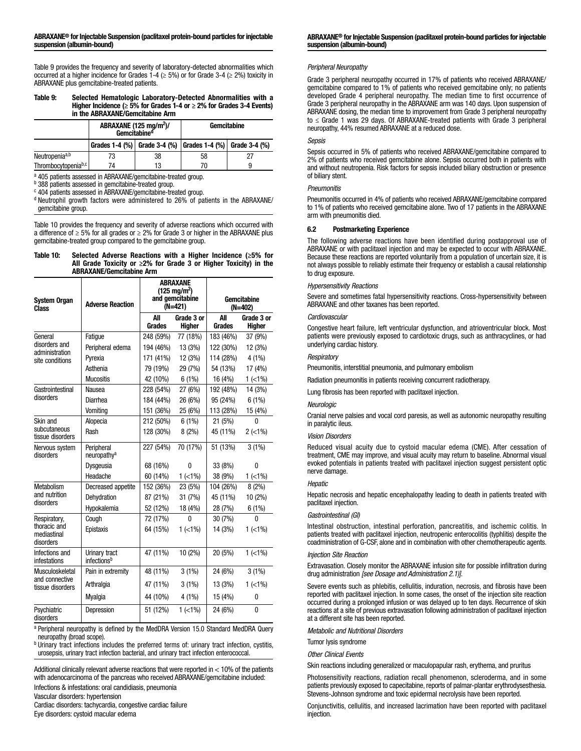Table 9 provides the frequency and severity of laboratory-detected abnormalities which occurred at a higher incidence for Grades 1-4 (≥ 5%) or for Grade 3-4 (≥ 2%) toxicity in ABRAXANE plus gemcitabine-treated patients.

**Table 9: Selected Hematologic Laboratory-Detected Abnormalities with a Higher Incidence (≥ 5% for Grades 1-4 or ≥ 2% for Grades 3-4 Events) in the ABRAXANE/Gemcitabine Arm**

| | ABRAXANE (125 mg/m$^2$)/ Gemcitabine[d] | | Gemcitabine | |
|---|---|---|---|---|
| | Grades 1-4 (%) | Grade 3-4 (%) | Grades 1-4 (%) | Grade 3-4 (%) |
| Neutropenia[a,b] | 73 | 38 | 58 | 27 |
| Thrombocytopenia[b,c] | 74 | 13 | 70 | 9 |

[a] 405 patients assessed in ABRAXANE/gemcitabine-treated group.
[b] 388 patients assessed in gemcitabine-treated group.
[c] 404 patients assessed in ABRAXANE/gemcitabine-treated group.
[d] Neutrophil growth factors were administered to 26% of patients in the ABRAXANE/gemcitabine group.

Table 10 provides the frequency and severity of adverse reactions which occurred with a difference of ≥ 5% for all grades or ≥ 2% for Grade 3 or higher in the ABRAXANE plus gemcitabine-treated group compared to the gemcitabine group.

**Table 10: Selected Adverse Reactions with a Higher Incidence (≥5% for All Grade Toxicity or ≥2% for Grade 3 or Higher Toxicity) in the ABRAXANE/Gemcitabine Arm**

| System Organ Class | Adverse Reaction | ABRAXANE (125 mg/m$^2$) and gemcitabine (N=421) | | Gemcitabine (N=402) | |
|---|---|---|---|---|---|
| | | All Grades | Grade 3 or Higher | All Grades | Grade 3 or Higher |
| General disorders and administration site conditions | Fatigue | 248 (59%) | 77 (18%) | 183 (46%) | 37 (9%) |
| | Peripheral edema | 194 (46%) | 13 (3%) | 122 (30%) | 12 (3%) |
| | Pyrexia | 171 (41%) | 12 (3%) | 114 (28%) | 4 (1%) |
| | Asthenia | 79 (19%) | 29 (7%) | 54 (13%) | 17 (4%) |
| | Mucositis | 42 (10%) | 6 (1%) | 16 (4%) | 1 (<1%) |
| Gastrointestinal disorders | Nausea | 228 (54%) | 27 (6%) | 192 (48%) | 14 (3%) |
| | Diarrhea | 184 (44%) | 26 (6%) | 95 (24%) | 6 (1%) |
| | Vomiting | 151 (36%) | 25 (6%) | 113 (28%) | 15 (4%) |
| Skin and subcutaneous tissue disorders | Alopecia | 212 (50%) | 6 (1%) | 21 (5%) | 0 |
| | Rash | 128 (30%) | 8 (2%) | 45 (11%) | 2 (<1%) |
| Nervous system disorders | Peripheral neuropathy[a] | 227 (54%) | 70 (17%) | 51 (13%) | 3 (1%) |
| | Dysgeusia | 68 (16%) | 0 | 33 (8%) | 0 |
| | Headache | 60 (14%) | 1 (<1%) | 38 (9%) | 1 (<1%) |
| Metabolism and nutrition disorders | Decreased appetite | 152 (36%) | 23 (5%) | 104 (26%) | 8 (2%) |
| | Dehydration | 87 (21%) | 31 (7%) | 45 (11%) | 10 (2%) |
| | Hypokalemia | 52 (12%) | 18 (4%) | 28 (7%) | 6 (1%) |
| Respiratory, thoracic and mediastinal disorders | Cough | 72 (17%) | 0 | 30 (7%) | 0 |
| | Epistaxis | 64 (15%) | 1 (<1%) | 14 (3%) | 1 (<1%) |
| Infections and infestations | Urinary tract infections[b] | 47 (11%) | 10 (2%) | 20 (5%) | 1 (<1%) |
| Musculoskeletal and connective tissue disorders | Pain in extremity | 48 (11%) | 3 (1%) | 24 (6%) | 3 (1%) |
| | Arthralgia | 47 (11%) | 3 (1%) | 13 (3%) | 1 (<1%) |
| | Myalgia | 44 (10%) | 4 (1%) | 15 (4%) | 0 |
| Psychiatric disorders | Depression | 51 (12%) | 1 (<1%) | 24 (6%) | 0 |

[a] Peripheral neuropathy is defined by the MedDRA Version 15.0 Standard MedDRA Query neuropathy (broad scope).
[b] Urinary tract infections includes the preferred terms of: urinary tract infection, cystitis, urosepsis, urinary tract infection bacterial, and urinary tract infection enterococcal.

Additional clinically relevant adverse reactions that were reported in < 10% of the patients with adenocarcinoma of the pancreas who received ABRAXANE/gemcitabine included:

Infections & infestations: oral candidiasis, pneumonia

Vascular disorders: hypertension

Cardiac disorders: tachycardia, congestive cardiac failure

Eye disorders: cystoid macular edema

*Peripheral Neuropathy*

Grade 3 peripheral neuropathy occurred in 17% of patients who received ABRAXANE/gemcitabine compared to 1% of patients who received gemcitabine only; no patients developed Grade 4 peripheral neuropathy. The median time to first occurrence of Grade 3 peripheral neuropathy in the ABRAXANE arm was 140 days. Upon suspension of ABRAXANE dosing, the median time to improvement from Grade 3 peripheral neuropathy to ≤ Grade 1 was 29 days. Of ABRAXANE-treated patients with Grade 3 peripheral neuropathy, 44% resumed ABRAXANE at a reduced dose.

*Sepsis*

Sepsis occurred in 5% of patients who received ABRAXANE/gemcitabine compared to 2% of patients who received gemcitabine alone. Sepsis occurred both in patients with and without neutropenia. Risk factors for sepsis included biliary obstruction or presence of biliary stent.

*Pneumonitis*

Pneumonitis occurred in 4% of patients who received ABRAXANE/gemcitabine compared to 1% of patients who received gemcitabine alone. Two of 17 patients in the ABRAXANE arm with pneumonitis died.

### 6.2 Postmarketing Experience

The following adverse reactions have been identified during postapproval use of ABRAXANE or with paclitaxel injection and may be expected to occur with ABRAXANE. Because these reactions are reported voluntarily from a population of uncertain size, it is not always possible to reliably estimate their frequency or establish a causal relationship to drug exposure.

*Hypersensitivity Reactions*

Severe and sometimes fatal hypersensitivity reactions. Cross-hypersensitivity between ABRAXANE and other taxanes has been reported.

*Cardiovascular*

Congestive heart failure, left ventricular dysfunction, and atrioventricular block. Most patients were previously exposed to cardiotoxic drugs, such as anthracyclines, or had underlying cardiac history.

*Respiratory*

Pneumonitis, interstitial pneumonia, and pulmonary embolism

Radiation pneumonitis in patients receiving concurrent radiotherapy.

Lung fibrosis has been reported with paclitaxel injection.

*Neurologic*

Cranial nerve palsies and vocal cord paresis, as well as autonomic neuropathy resulting in paralytic ileus.

*Vision Disorders*

Reduced visual acuity due to cystoid macular edema (CME). After cessation of treatment, CME may improve, and visual acuity may return to baseline. Abnormal visual evoked potentials in patients treated with paclitaxel injection suggest persistent optic nerve damage.

*Hepatic*

Hepatic necrosis and hepatic encephalopathy leading to death in patients treated with paclitaxel injection.

*Gastrointestinal (GI)*

Intestinal obstruction, intestinal perforation, pancreatitis, and ischemic colitis. In patients treated with paclitaxel injection, neutropenic enterocolitis (typhlitis) despite the coadministration of G-CSF, alone and in combination with other chemotherapeutic agents.

*Injection Site Reaction*

Extravasation. Closely monitor the ABRAXANE infusion site for possible infiltration during drug administration *[see Dosage and Administration 2.1)]*.

Severe events such as phlebitis, cellulitis, induration, necrosis, and fibrosis have been reported with paclitaxel injection. In some cases, the onset of the injection site reaction occurred during a prolonged infusion or was delayed up to ten days. Recurrence of skin reactions at a site of previous extravasation following administration of paclitaxel injection at a different site has been reported.

*Metabolic and Nutritional Disorders*

Tumor lysis syndrome

*Other Clinical Events*

Skin reactions including generalized or maculopapular rash, erythema, and pruritus

Photosensitivity reactions, radiation recall phenomenon, scleroderma, and in some patients previously exposed to capecitabine, reports of palmar-plantar erythrodysesthesia. Stevens-Johnson syndrome and toxic epidermal necrolysis have been reported.

Conjunctivitis, cellulitis, and increased lacrimation have been reported with paclitaxel injection.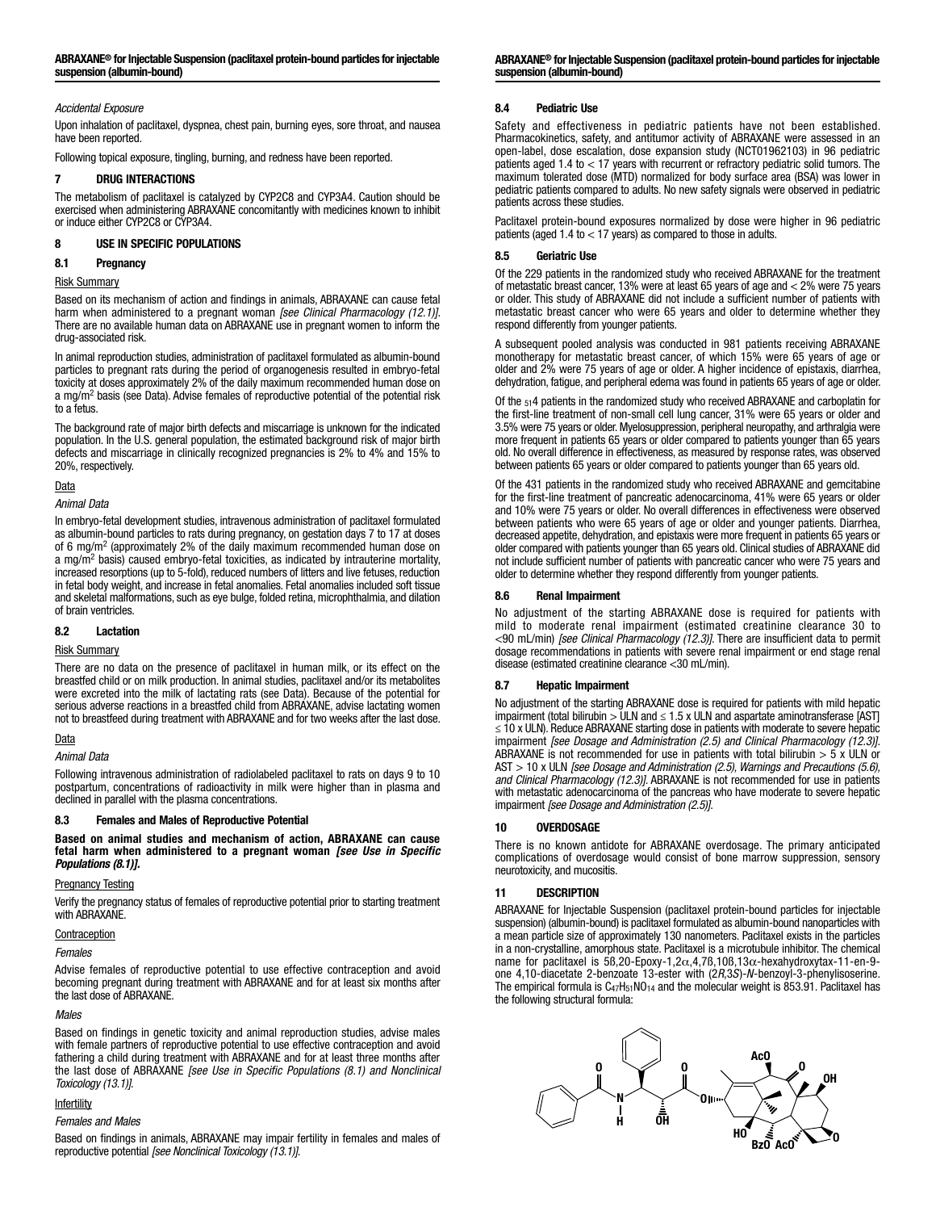*Accidental Exposure*

Upon inhalation of paclitaxel, dyspnea, chest pain, burning eyes, sore throat, and nausea have been reported.

Following topical exposure, tingling, burning, and redness have been reported.

## 7 DRUG INTERACTIONS

The metabolism of paclitaxel is catalyzed by CYP2C8 and CYP3A4. Caution should be exercised when administering ABRAXANE concomitantly with medicines known to inhibit or induce either CYP2C8 or CYP3A4.

## 8 USE IN SPECIFIC POPULATIONS

### 8.1 Pregnancy

Risk Summary

Based on its mechanism of action and findings in animals, ABRAXANE can cause fetal harm when administered to a pregnant woman *[see Clinical Pharmacology (12.1)]*. There are no available human data on ABRAXANE use in pregnant women to inform the drug-associated risk.

In animal reproduction studies, administration of paclitaxel formulated as albumin-bound particles to pregnant rats during the period of organogenesis resulted in embryo-fetal toxicity at doses approximately 2% of the daily maximum recommended human dose on a mg/m$^2$ basis (see Data). Advise females of reproductive potential of the potential risk to a fetus.

The background rate of major birth defects and miscarriage is unknown for the indicated population. In the U.S. general population, the estimated background risk of major birth defects and miscarriage in clinically recognized pregnancies is 2% to 4% and 15% to 20%, respectively.

Data

*Animal Data*

In embryo-fetal development studies, intravenous administration of paclitaxel formulated as albumin-bound particles to rats during pregnancy, on gestation days 7 to 17 at doses of 6 mg/m$^2$ (approximately 2% of the daily maximum recommended human dose on a mg/m$^2$ basis) caused embryo-fetal toxicities, as indicated by intrauterine mortality, increased resorptions (up to 5-fold), reduced numbers of litters and live fetuses, reduction in fetal body weight, and increase in fetal anomalies. Fetal anomalies included soft tissue and skeletal malformations, such as eye bulge, folded retina, microphthalmia, and dilation of brain ventricles.

### 8.2 Lactation

Risk Summary

There are no data on the presence of paclitaxel in human milk, or its effect on the breastfed child or on milk production. In animal studies, paclitaxel and/or its metabolites were excreted into the milk of lactating rats (see Data). Because of the potential for serious adverse reactions in a breastfed child from ABRAXANE, advise lactating women not to breastfeed during treatment with ABRAXANE and for two weeks after the last dose.

Data

*Animal Data*

Following intravenous administration of radiolabeled paclitaxel to rats on days 9 to 10 postpartum, concentrations of radioactivity in milk were higher than in plasma and declined in parallel with the plasma concentrations.

### 8.3 Females and Males of Reproductive Potential

**Based on animal studies and mechanism of action, ABRAXANE can cause fetal harm when administered to a pregnant woman *[see Use in Specific Populations (8.1)]*.**

Pregnancy Testing

Verify the pregnancy status of females of reproductive potential prior to starting treatment with ABRAXANE.

Contraception

*Females*

Advise females of reproductive potential to use effective contraception and avoid becoming pregnant during treatment with ABRAXANE and for at least six months after the last dose of ABRAXANE.

*Males*

Based on findings in genetic toxicity and animal reproduction studies, advise males with female partners of reproductive potential to use effective contraception and avoid fathering a child during treatment with ABRAXANE and for at least three months after the last dose of ABRAXANE *[see Use in Specific Populations (8.1) and Nonclinical Toxicology (13.1)]*.

Infertility

*Females and Males*

Based on findings in animals, ABRAXANE may impair fertility in females and males of reproductive potential *[see Nonclinical Toxicology (13.1)]*.

### 8.4 Pediatric Use

Safety and effectiveness in pediatric patients have not been established. Pharmacokinetics, safety, and antitumor activity of ABRAXANE were assessed in an open-label, dose escalation, dose expansion study (NCT01962103) in 96 pediatric patients aged 1.4 to < 17 years with recurrent or refractory pediatric solid tumors. The maximum tolerated dose (MTD) normalized for body surface area (BSA) was lower in pediatric patients compared to adults. No new safety signals were observed in pediatric patients across these studies.

Paclitaxel protein-bound exposures normalized by dose were higher in 96 pediatric patients (aged 1.4 to < 17 years) as compared to those in adults.

### 8.5 Geriatric Use

Of the 229 patients in the randomized study who received ABRAXANE for the treatment of metastatic breast cancer, 13% were at least 65 years of age and < 2% were 75 years or older. This study of ABRAXANE did not include a sufficient number of patients with metastatic breast cancer who were 65 years and older to determine whether they respond differently from younger patients.

A subsequent pooled analysis was conducted in 981 patients receiving ABRAXANE monotherapy for metastatic breast cancer, of which 15% were 65 years of age or older and 2% were 75 years of age or older. A higher incidence of epistaxis, diarrhea, dehydration, fatigue, and peripheral edema was found in patients 65 years of age or older.

Of the 514 patients in the randomized study who received ABRAXANE and carboplatin for the first-line treatment of non-small cell lung cancer, 31% were 65 years or older and 3.5% were 75 years or older. Myelosuppression, peripheral neuropathy, and arthralgia were more frequent in patients 65 years or older compared to patients younger than 65 years old. No overall difference in effectiveness, as measured by response rates, was observed between patients 65 years or older compared to patients younger than 65 years old.

Of the 431 patients in the randomized study who received ABRAXANE and gemcitabine for the first-line treatment of pancreatic adenocarcinoma, 41% were 65 years or older and 10% were 75 years or older. No overall differences in effectiveness were observed between patients who were 65 years of age or older and younger patients. Diarrhea, decreased appetite, dehydration, and epistaxis were more frequent in patients 65 years or older compared with patients younger than 65 years old. Clinical studies of ABRAXANE did not include sufficient number of patients with pancreatic cancer who were 75 years and older to determine whether they respond differently from younger patients.

### 8.6 Renal Impairment

No adjustment of the starting ABRAXANE dose is required for patients with mild to moderate renal impairment (estimated creatinine clearance 30 to <90 mL/min) *[see Clinical Pharmacology (12.3)]*. There are insufficient data to permit dosage recommendations in patients with severe renal impairment or end stage renal disease (estimated creatinine clearance <30 mL/min).

### 8.7 Hepatic Impairment

No adjustment of the starting ABRAXANE dose is required for patients with mild hepatic impairment (total bilirubin > ULN and ≤ 1.5 x ULN and aspartate aminotransferase [AST] ≤ 10 x ULN). Reduce ABRAXANE starting dose in patients with moderate to severe hepatic impairment *[see Dosage and Administration (2.5) and Clinical Pharmacology (12.3)]*. ABRAXANE is not recommended for use in patients with total bilirubin > 5 x ULN or AST > 10 x ULN *[see Dosage and Administration (2.5), Warnings and Precautions (5.6), and Clinical Pharmacology (12.3)]*. ABRAXANE is not recommended for use in patients with metastatic adenocarcinoma of the pancreas who have moderate to severe hepatic impairment *[see Dosage and Administration (2.5)]*.

## 10 OVERDOSAGE

There is no known antidote for ABRAXANE overdosage. The primary anticipated complications of overdosage would consist of bone marrow suppression, sensory neurotoxicity, and mucositis.

## 11 DESCRIPTION

ABRAXANE for Injectable Suspension (paclitaxel protein-bound particles for injectable suspension) (albumin-bound) is paclitaxel formulated as albumin-bound nanoparticles with a mean particle size of approximately 130 nanometers. Paclitaxel exists in the particles in a non-crystalline, amorphous state. Paclitaxel is a microtubule inhibitor. The chemical name for paclitaxel is 5β,20-Epoxy-1,2α,4,7β,10β,13α-hexahydroxytax-11-en-9-one 4,10-diacetate 2-benzoate 13-ester with (2*R*,3*S*)-*N*-benzoyl-3-phenylisoserine. The empirical formula is $C_{47}H_{51}NO_{14}$ and the molecular weight is 853.91. Paclitaxel has the following structural formula: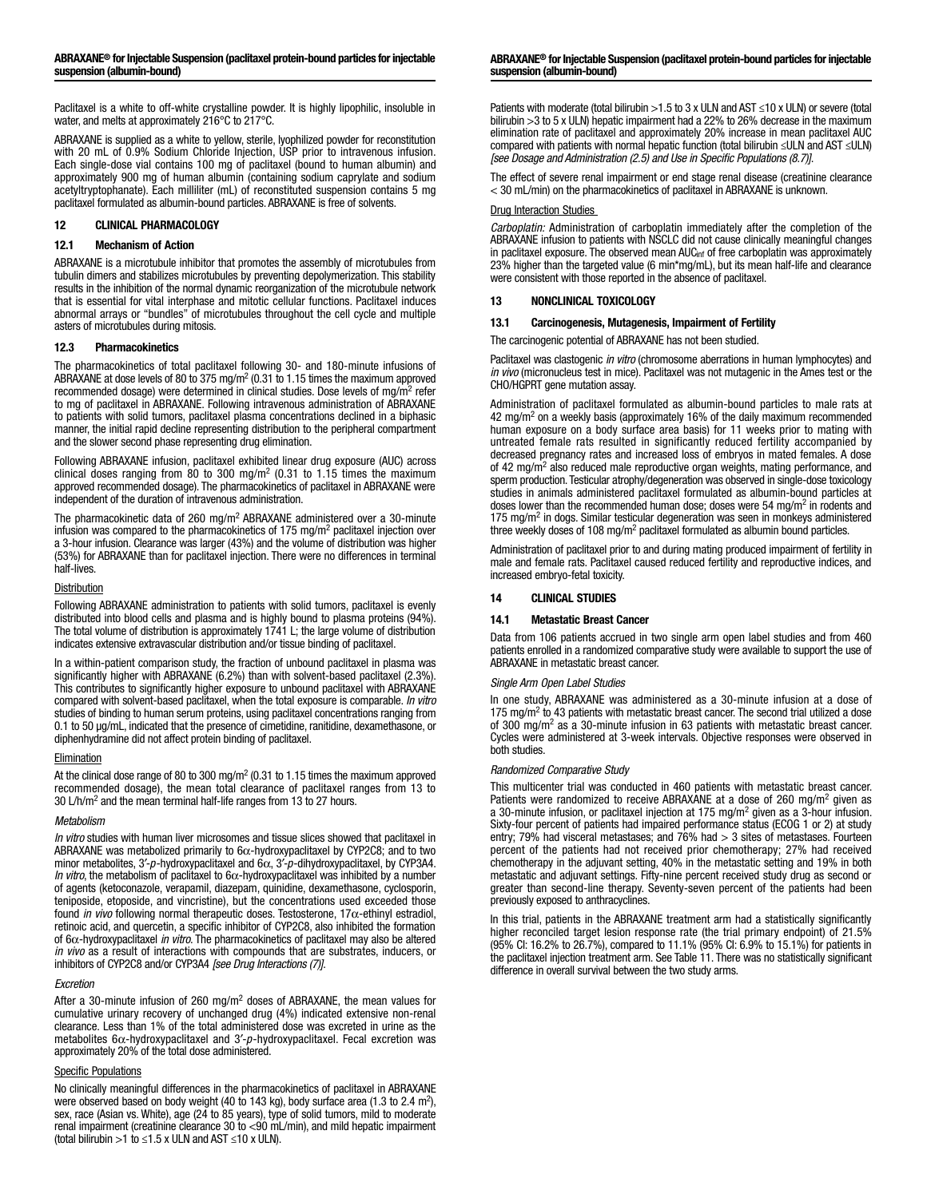Paclitaxel is a white to off-white crystalline powder. It is highly lipophilic, insoluble in water, and melts at approximately 216°C to 217°C.

ABRAXANE is supplied as a white to yellow, sterile, lyophilized powder for reconstitution with 20 mL of 0.9% Sodium Chloride Injection, USP prior to intravenous infusion. Each single-dose vial contains 100 mg of paclitaxel (bound to human albumin) and approximately 900 mg of human albumin (containing sodium caprylate and sodium acetyltryptophanate). Each milliliter (mL) of reconstituted suspension contains 5 mg paclitaxel formulated as albumin-bound particles. ABRAXANE is free of solvents.

## 12 CLINICAL PHARMACOLOGY

### 12.1 Mechanism of Action

ABRAXANE is a microtubule inhibitor that promotes the assembly of microtubules from tubulin dimers and stabilizes microtubules by preventing depolymerization. This stability results in the inhibition of the normal dynamic reorganization of the microtubule network that is essential for vital interphase and mitotic cellular functions. Paclitaxel induces abnormal arrays or "bundles" of microtubules throughout the cell cycle and multiple asters of microtubules during mitosis.

### 12.3 Pharmacokinetics

The pharmacokinetics of total paclitaxel following 30- and 180-minute infusions of ABRAXANE at dose levels of 80 to 375 mg/m$^2$ (0.31 to 1.15 times the maximum approved recommended dosage) were determined in clinical studies. Dose levels of mg/m$^2$ refer to mg of paclitaxel in ABRAXANE. Following intravenous administration of ABRAXANE to patients with solid tumors, paclitaxel plasma concentrations declined in a biphasic manner, the initial rapid decline representing distribution to the peripheral compartment and the slower second phase representing drug elimination.

Following ABRAXANE infusion, paclitaxel exhibited linear drug exposure (AUC) across clinical doses ranging from 80 to 300 mg/m$^2$ (0.31 to 1.15 times the maximum approved recommended dosage). The pharmacokinetics of paclitaxel in ABRAXANE were independent of the duration of intravenous administration.

The pharmacokinetic data of 260 mg/m$^2$ ABRAXANE administered over a 30-minute infusion was compared to the pharmacokinetics of 175 mg/m$^2$ paclitaxel injection over a 3-hour infusion. Clearance was larger (43%) and the volume of distribution was higher (53%) for ABRAXANE than for paclitaxel injection. There were no differences in terminal half-lives.

Distribution

Following ABRAXANE administration to patients with solid tumors, paclitaxel is evenly distributed into blood cells and plasma and is highly bound to plasma proteins (94%). The total volume of distribution is approximately 1741 L; the large volume of distribution indicates extensive extravascular distribution and/or tissue binding of paclitaxel.

In a within-patient comparison study, the fraction of unbound paclitaxel in plasma was significantly higher with ABRAXANE (6.2%) than with solvent-based paclitaxel (2.3%). This contributes to significantly higher exposure to unbound paclitaxel with ABRAXANE compared with solvent-based paclitaxel, when the total exposure is comparable. *In vitro* studies of binding to human serum proteins, using paclitaxel concentrations ranging from 0.1 to 50 µg/mL, indicated that the presence of cimetidine, ranitidine, dexamethasone, or diphenhydramine did not affect protein binding of paclitaxel.

Elimination

At the clinical dose range of 80 to 300 mg/m$^2$ (0.31 to 1.15 times the maximum approved recommended dosage), the mean total clearance of paclitaxel ranges from 13 to 30 L/h/m$^2$ and the mean terminal half-life ranges from 13 to 27 hours.

*Metabolism*

*In vitro* studies with human liver microsomes and tissue slices showed that paclitaxel in ABRAXANE was metabolized primarily to 6α-hydroxypaclitaxel by CYP2C8; and to two minor metabolites, 3′-*p*-hydroxypaclitaxel and 6α, 3′-*p*-dihydroxypaclitaxel, by CYP3A4. *In vitro*, the metabolism of paclitaxel to 6α-hydroxypaclitaxel was inhibited by a number of agents (ketoconazole, verapamil, diazepam, quinidine, dexamethasone, cyclosporin, teniposide, etoposide, and vincristine), but the concentrations used exceeded those found *in vivo* following normal therapeutic doses. Testosterone, 17α-ethinyl estradiol, retinoic acid, and quercetin, a specific inhibitor of CYP2C8, also inhibited the formation of 6α-hydroxypaclitaxel *in vitro*. The pharmacokinetics of paclitaxel may also be altered *in vivo* as a result of interactions with compounds that are substrates, inducers, or inhibitors of CYP2C8 and/or CYP3A4 *[see Drug Interactions (7)]*.

*Excretion*

After a 30-minute infusion of 260 mg/m$^2$ doses of ABRAXANE, the mean values for cumulative urinary recovery of unchanged drug (4%) indicated extensive non-renal clearance. Less than 1% of the total administered dose was excreted in urine as the metabolites 6α-hydroxypaclitaxel and 3′-*p*-hydroxypaclitaxel. Fecal excretion was approximately 20% of the total dose administered.

Specific Populations

No clinically meaningful differences in the pharmacokinetics of paclitaxel in ABRAXANE were observed based on body weight (40 to 143 kg), body surface area (1.3 to 2.4 m$^2$), sex, race (Asian vs. White), age (24 to 85 years), type of solid tumors, mild to moderate renal impairment (creatinine clearance 30 to <90 mL/min), and mild hepatic impairment (total bilirubin >1 to ≤1.5 x ULN and AST ≤10 x ULN).

Patients with moderate (total bilirubin >1.5 to 3 x ULN and AST ≤10 x ULN) or severe (total bilirubin >3 to 5 x ULN) hepatic impairment had a 22% to 26% decrease in the maximum elimination rate of paclitaxel and approximately 20% increase in mean paclitaxel AUC compared with patients with normal hepatic function (total bilirubin ≤ULN and AST ≤ULN) *[see Dosage and Administration (2.5) and Use in Specific Populations (8.7)]*.

The effect of severe renal impairment or end stage renal disease (creatinine clearance < 30 mL/min) on the pharmacokinetics of paclitaxel in ABRAXANE is unknown.

Drug Interaction Studies

*Carboplatin:* Administration of carboplatin immediately after the completion of the ABRAXANE infusion to patients with NSCLC did not cause clinically meaningful changes in paclitaxel exposure. The observed mean $AUC_{inf}$ of free carboplatin was approximately 23% higher than the targeted value (6 min*mg/mL), but its mean half-life and clearance were consistent with those reported in the absence of paclitaxel.

## 13 NONCLINICAL TOXICOLOGY

### 13.1 Carcinogenesis, Mutagenesis, Impairment of Fertility

The carcinogenic potential of ABRAXANE has not been studied.

Paclitaxel was clastogenic *in vitro* (chromosome aberrations in human lymphocytes) and *in vivo* (micronucleus test in mice). Paclitaxel was not mutagenic in the Ames test or the CHO/HGPRT gene mutation assay.

Administration of paclitaxel formulated as albumin-bound particles to male rats at 42 mg/m$^2$ on a weekly basis (approximately 16% of the daily maximum recommended human exposure on a body surface area basis) for 11 weeks prior to mating with untreated female rats resulted in significantly reduced fertility accompanied by decreased pregnancy rates and increased loss of embryos in mated females. A dose of 42 mg/m$^2$ also reduced male reproductive organ weights, mating performance, and sperm production. Testicular atrophy/degeneration was observed in single-dose toxicology studies in animals administered paclitaxel formulated as albumin-bound particles at doses lower than the recommended human dose; doses were 54 mg/m$^2$ in rodents and 175 mg/m$^2$ in dogs. Similar testicular degeneration was seen in monkeys administered three weekly doses of 108 mg/m$^2$ paclitaxel formulated as albumin bound particles.

Administration of paclitaxel prior to and during mating produced impairment of fertility in male and female rats. Paclitaxel caused reduced fertility and reproductive indices, and increased embryo-fetal toxicity.

## 14 CLINICAL STUDIES

### 14.1 Metastatic Breast Cancer

Data from 106 patients accrued in two single arm open label studies and from 460 patients enrolled in a randomized comparative study were available to support the use of ABRAXANE in metastatic breast cancer.

*Single Arm Open Label Studies*

In one study, ABRAXANE was administered as a 30-minute infusion at a dose of 175 mg/m$^2$ to 43 patients with metastatic breast cancer. The second trial utilized a dose of 300 mg/m$^2$ as a 30-minute infusion in 63 patients with metastatic breast cancer. Cycles were administered at 3-week intervals. Objective responses were observed in both studies.

*Randomized Comparative Study*

This multicenter trial was conducted in 460 patients with metastatic breast cancer. Patients were randomized to receive ABRAXANE at a dose of 260 mg/m$^2$ given as a 30-minute infusion, or paclitaxel injection at 175 mg/m$^2$ given as a 3-hour infusion. Sixty-four percent of patients had impaired performance status (ECOG 1 or 2) at study entry; 79% had visceral metastases; and 76% had > 3 sites of metastases. Fourteen percent of the patients had not received prior chemotherapy; 27% had received chemotherapy in the adjuvant setting, 40% in the metastatic setting and 19% in both metastatic and adjuvant settings. Fifty-nine percent received study drug as second or greater than second-line therapy. Seventy-seven percent of the patients had been previously exposed to anthracyclines.

In this trial, patients in the ABRAXANE treatment arm had a statistically significantly higher reconciled target lesion response rate (the trial primary endpoint) of 21.5% (95% CI: 16.2% to 26.7%), compared to 11.1% (95% CI: 6.9% to 15.1%) for patients in the paclitaxel injection treatment arm. See Table 11. There was no statistically significant difference in overall survival between the two study arms.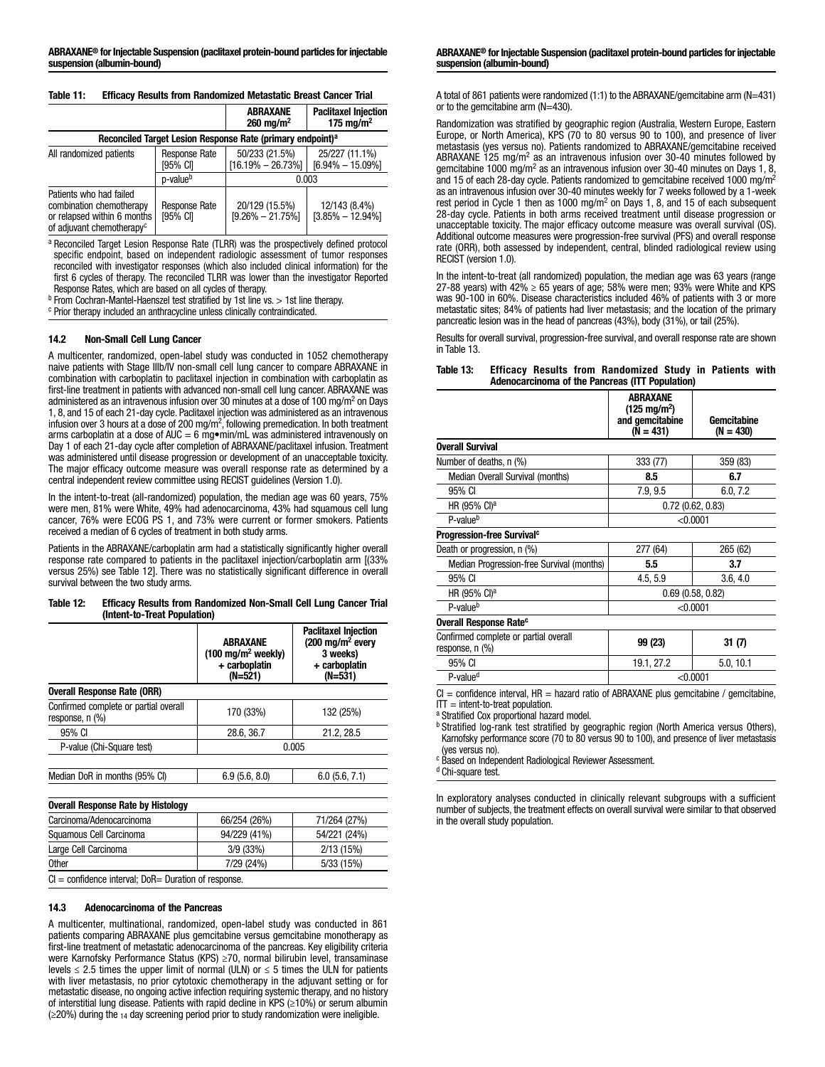**Table 11: Efficacy Results from Randomized Metastatic Breast Cancer Trial**

| | | ABRAXANE 260 mg/m$^2$ | Paclitaxel Injection 175 mg/m$^2$ |
|---|---|---|---|
| Reconciled Target Lesion Response Rate (primary endpoint)[a] | | | |
| All randomized patients | Response Rate [95% CI] | 50/233 (21.5%) [16.19% – 26.73%] | 25/227 (11.1%) [6.94% – 15.09%] |
| | p-value[b] | 0.003 | |
| Patients who had failed combination chemotherapy or relapsed within 6 months of adjuvant chemotherapy[c] | Response Rate [95% CI] | 20/129 (15.5%) [9.26% – 21.75%] | 12/143 (8.4%) [3.85% – 12.94%] |

[a] Reconciled Target Lesion Response Rate (TLRR) was the prospectively defined protocol specific endpoint, based on independent radiologic assessment of tumor responses reconciled with investigator responses (which also included clinical information) for the first 6 cycles of therapy. The reconciled TLRR was lower than the investigator Reported Response Rates, which are based on all cycles of therapy.
[b] From Cochran-Mantel-Haenszel test stratified by 1st line vs. > 1st line therapy.
[c] Prior therapy included an anthracycline unless clinically contraindicated.

### 14.2 Non-Small Cell Lung Cancer

A multicenter, randomized, open-label study was conducted in 1052 chemotherapy naive patients with Stage IIIb/IV non-small cell lung cancer to compare ABRAXANE in combination with carboplatin to paclitaxel injection in combination with carboplatin as first-line treatment in patients with advanced non-small cell lung cancer. ABRAXANE was administered as an intravenous infusion over 30 minutes at a dose of 100 mg/m$^2$ on Days 1, 8, and 15 of each 21-day cycle. Paclitaxel injection was administered as an intravenous infusion over 3 hours at a dose of 200 mg/m$^2$, following premedication. In both treatment arms carboplatin at a dose of AUC = 6 mg•min/mL was administered intravenously on Day 1 of each 21-day cycle after completion of ABRAXANE/paclitaxel infusion. Treatment was administered until disease progression or development of an unacceptable toxicity. The major efficacy outcome measure was overall response rate as determined by a central independent review committee using RECIST guidelines (Version 1.0).

In the intent-to-treat (all-randomized) population, the median age was 60 years, 75% were men, 81% were White, 49% had adenocarcinoma, 43% had squamous cell lung cancer, 76% were ECOG PS 1, and 73% were current or former smokers. Patients received a median of 6 cycles of treatment in both study arms.

Patients in the ABRAXANE/carboplatin arm had a statistically significantly higher overall response rate compared to patients in the paclitaxel injection/carboplatin arm [(33% versus 25%) see Table 12]. There was no statistically significant difference in overall survival between the two study arms.

**Table 12: Efficacy Results from Randomized Non-Small Cell Lung Cancer Trial (Intent-to-Treat Population)**

| | ABRAXANE (100 mg/m$^2$ weekly) + carboplatin (N=521) | Paclitaxel Injection (200 mg/m$^2$ every 3 weeks) + carboplatin (N=531) |
|---|---|---|
| **Overall Response Rate (ORR)** | | |
| Confirmed complete or partial overall response, n (%) | 170 (33%) | 132 (25%) |
| 95% CI | 28.6, 36.7 | 21.2, 28.5 |
| P-value (Chi-Square test) | 0.005 | |
| Median DoR in months (95% CI) | 6.9 (5.6, 8.0) | 6.0 (5.6, 7.1) |
| **Overall Response Rate by Histology** | | |
| Carcinoma/Adenocarcinoma | 66/254 (26%) | 71/264 (27%) |
| Squamous Cell Carcinoma | 94/229 (41%) | 54/221 (24%) |
| Large Cell Carcinoma | 3/9 (33%) | 2/13 (15%) |
| Other | 7/29 (24%) | 5/33 (15%) |

CI = confidence interval; DoR= Duration of response.

### 14.3 Adenocarcinoma of the Pancreas

A multicenter, multinational, randomized, open-label study was conducted in 861 patients comparing ABRAXANE plus gemcitabine versus gemcitabine monotherapy as first-line treatment of metastatic adenocarcinoma of the pancreas. Key eligibility criteria were Karnofsky Performance Status (KPS) ≥70, normal bilirubin level, transaminase levels ≤ 2.5 times the upper limit of normal (ULN) or ≤ 5 times the ULN for patients with liver metastasis, no prior cytotoxic chemotherapy in the adjuvant setting or for metastatic disease, no ongoing active infection requiring systemic therapy, and no history of interstitial lung disease. Patients with rapid decline in KPS (≥10%) or serum albumin (≥20%) during the 14 day screening period prior to study randomization were ineligible.

A total of 861 patients were randomized (1:1) to the ABRAXANE/gemcitabine arm (N=431) or to the gemcitabine arm (N=430).

Randomization was stratified by geographic region (Australia, Western Europe, Eastern Europe, or North America), KPS (70 to 80 versus 90 to 100), and presence of liver metastasis (yes versus no). Patients randomized to ABRAXANE/gemcitabine received ABRAXANE 125 mg/m$^2$ as an intravenous infusion over 30-40 minutes followed by gemcitabine 1000 mg/m$^2$ as an intravenous infusion over 30-40 minutes on Days 1, 8, and 15 of each 28-day cycle. Patients randomized to gemcitabine received 1000 mg/m$^2$ as an intravenous infusion over 30-40 minutes weekly for 7 weeks followed by a 1-week rest period in Cycle 1 then as 1000 mg/m$^2$ on Days 1, 8, and 15 of each subsequent 28-day cycle. Patients in both arms received treatment until disease progression or unacceptable toxicity. The major efficacy outcome measure was overall survival (OS). Additional outcome measures were progression-free survival (PFS) and overall response rate (ORR), both assessed by independent, central, blinded radiological review using RECIST (version 1.0).

In the intent-to-treat (all randomized) population, the median age was 63 years (range 27-88 years) with 42% ≥ 65 years of age; 58% were men; 93% were White and KPS was 90-100 in 60%. Disease characteristics included 46% of patients with 3 or more metastatic sites; 84% of patients had liver metastasis; and the location of the primary pancreatic lesion was in the head of pancreas (43%), body (31%), or tail (25%).

Results for overall survival, progression-free survival, and overall response rate are shown in Table 13.

**Table 13: Efficacy Results from Randomized Study in Patients with Adenocarcinoma of the Pancreas (ITT Population)**

| | ABRAXANE (125 mg/m$^2$) and gemcitabine (N = 431) | Gemcitabine (N = 430) |
|---|---|---|
| **Overall Survival** | | |
| Number of deaths, n (%) | 333 (77) | 359 (83) |
| Median Overall Survival (months) | **8.5** | **6.7** |
| 95% CI | 7.9, 9.5 | 6.0, 7.2 |
| HR (95% CI)[a] | 0.72 (0.62, 0.83) | |
| P-value[b] | <0.0001 | |
| **Progression-free Survival[c]** | | |
| Death or progression, n (%) | 277 (64) | 265 (62) |
| Median Progression-free Survival (months) | **5.5** | **3.7** |
| 95% CI | 4.5, 5.9 | 3.6, 4.0 |
| HR (95% CI)[a] | 0.69 (0.58, 0.82) | |
| P-value[b] | <0.0001 | |
| **Overall Response Rate[c]** | | |
| Confirmed complete or partial overall response, n (%) | **99 (23)** | **31 (7)** |
| 95% CI | 19.1, 27.2 | 5.0, 10.1 |
| P-value[d] | <0.0001 | |

CI = confidence interval, HR = hazard ratio of ABRAXANE plus gemcitabine / gemcitabine, ITT = intent-to-treat population.
[a] Stratified Cox proportional hazard model.
[b] Stratified log-rank test stratified by geographic region (North America versus Others), Karnofsky performance score (70 to 80 versus 90 to 100), and presence of liver metastasis (yes versus no).
[c] Based on Independent Radiological Reviewer Assessment.
[d] Chi-square test.

In exploratory analyses conducted in clinically relevant subgroups with a sufficient number of subjects, the treatment effects on overall survival were similar to that observed in the overall study population.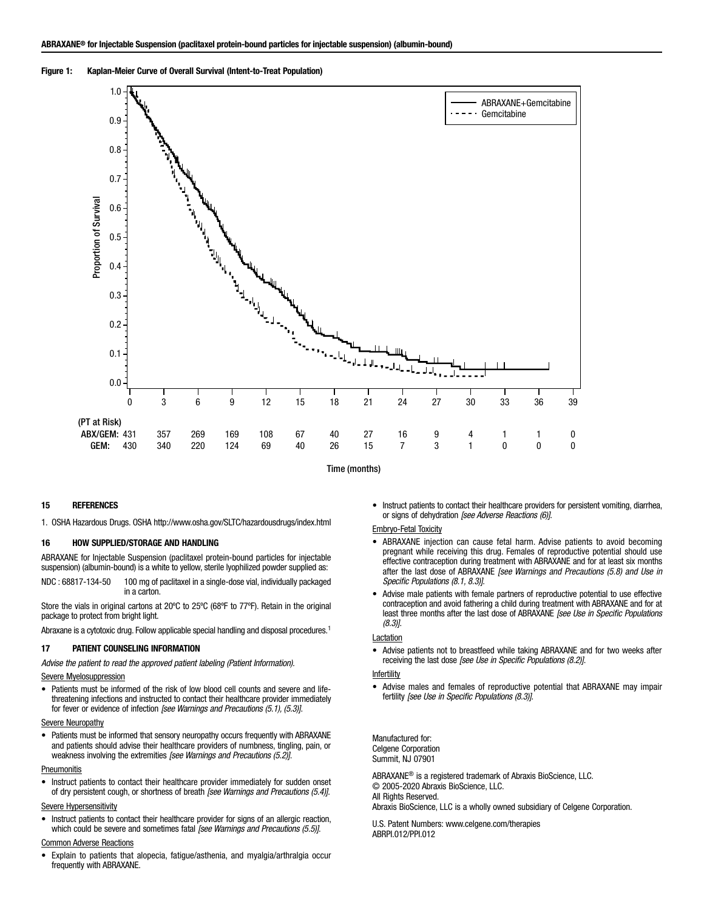**Figure 1: Kaplan-Meier Curve of Overall Survival (Intent-to-Treat Population)**

| (PT at Risk) | 0 | 3 | 6 | 9 | 12 | 15 | 18 | 21 | 24 | 27 | 30 | 33 | 36 | 39 |
|---|---|---|---|---|---|---|---|---|---|---|---|---|---|---|
| ABX/GEM: | 431 | 357 | 269 | 169 | 108 | 67 | 40 | 27 | 16 | 9 | 4 | 1 | 1 | 0 |
| GEM: | 430 | 340 | 220 | 124 | 69 | 40 | 26 | 15 | 7 | 3 | 1 | 0 | 0 | 0 |

Time (months)

## 15 REFERENCES

1. OSHA Hazardous Drugs. OSHA http://www.osha.gov/SLTC/hazardousdrugs/index.html

## 16 HOW SUPPLIED/STORAGE AND HANDLING

ABRAXANE for Injectable Suspension (paclitaxel protein-bound particles for injectable suspension) (albumin-bound) is a white to yellow, sterile lyophilized powder supplied as:

NDC : 68817-134-50 100 mg of paclitaxel in a single-dose vial, individually packaged in a carton.

Store the vials in original cartons at 20ºC to 25ºC (68ºF to 77ºF). Retain in the original package to protect from bright light.

Abraxane is a cytotoxic drug. Follow applicable special handling and disposal procedures.[1]

## 17 PATIENT COUNSELING INFORMATION

*Advise the patient to read the approved patient labeling (Patient Information).*

Severe Myelosuppression

- Patients must be informed of the risk of low blood cell counts and severe and life-threatening infections and instructed to contact their healthcare provider immediately for fever or evidence of infection *[see Warnings and Precautions (5.1), (5.3)]*.

Severe Neuropathy

- Patients must be informed that sensory neuropathy occurs frequently with ABRAXANE and patients should advise their healthcare providers of numbness, tingling, pain, or weakness involving the extremities *[see Warnings and Precautions (5.2)]*.

Pneumonitis

- Instruct patients to contact their healthcare provider immediately for sudden onset of dry persistent cough, or shortness of breath *[see Warnings and Precautions (5.4)]*.

Severe Hypersensitivity

- Instruct patients to contact their healthcare provider for signs of an allergic reaction, which could be severe and sometimes fatal *[see Warnings and Precautions (5.5)]*.

Common Adverse Reactions

- Explain to patients that alopecia, fatigue/asthenia, and myalgia/arthralgia occur frequently with ABRAXANE.
- Instruct patients to contact their healthcare providers for persistent vomiting, diarrhea, or signs of dehydration *[see Adverse Reactions (6)]*.

Embryo-Fetal Toxicity

- ABRAXANE injection can cause fetal harm. Advise patients to avoid becoming pregnant while receiving this drug. Females of reproductive potential should use effective contraception during treatment with ABRAXANE and for at least six months after the last dose of ABRAXANE *[see Warnings and Precautions (5.8) and Use in Specific Populations (8.1, 8.3)]*.
- Advise male patients with female partners of reproductive potential to use effective contraception and avoid fathering a child during treatment with ABRAXANE and for at least three months after the last dose of ABRAXANE *[see Use in Specific Populations (8.3)]*.

Lactation

- Advise patients not to breastfeed while taking ABRAXANE and for two weeks after receiving the last dose *[see Use in Specific Populations (8.2)]*.

Infertility

- Advise males and females of reproductive potential that ABRAXANE may impair fertility *[see Use in Specific Populations (8.3)]*.

Manufactured for:
Celgene Corporation
Summit, NJ 07901

ABRAXANE® is a registered trademark of Abraxis BioScience, LLC.
© 2005-2020 Abraxis BioScience, LLC.
All Rights Reserved.
Abraxis BioScience, LLC is a wholly owned subsidiary of Celgene Corporation.

U.S. Patent Numbers: www.celgene.com/therapies
ABRPI.012/PPI.012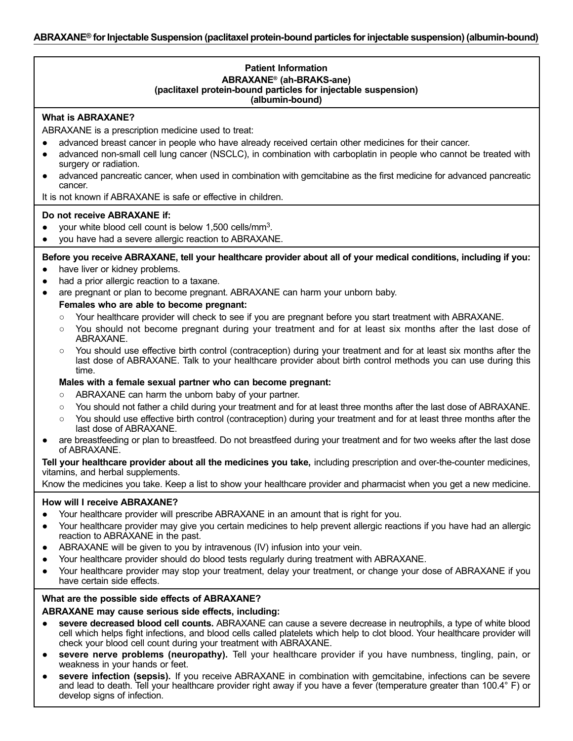## Patient Information

**ABRAXANE® (ah-BRAKS-ane)**
**(paclitaxel protein-bound particles for injectable suspension)**
**(albumin-bound)**

**What is ABRAXANE?**

ABRAXANE is a prescription medicine used to treat:

- advanced breast cancer in people who have already received certain other medicines for their cancer.
- advanced non-small cell lung cancer (NSCLC), in combination with carboplatin in people who cannot be treated with surgery or radiation.
- advanced pancreatic cancer, when used in combination with gemcitabine as the first medicine for advanced pancreatic cancer.

It is not known if ABRAXANE is safe or effective in children.

**Do not receive ABRAXANE if:**

- your white blood cell count is below 1,500 cells/mm$^3$.
- you have had a severe allergic reaction to ABRAXANE.

**Before you receive ABRAXANE, tell your healthcare provider about all of your medical conditions, including if you:**

- have liver or kidney problems.
- had a prior allergic reaction to a taxane.
- are pregnant or plan to become pregnant. ABRAXANE can harm your unborn baby.

  **Females who are able to become pregnant:**
  - Your healthcare provider will check to see if you are pregnant before you start treatment with ABRAXANE.
  - You should not become pregnant during your treatment and for at least six months after the last dose of ABRAXANE.
  - You should use effective birth control (contraception) during your treatment and for at least six months after the last dose of ABRAXANE. Talk to your healthcare provider about birth control methods you can use during this time.

  **Males with a female sexual partner who can become pregnant:**
  - ABRAXANE can harm the unborn baby of your partner.
  - You should not father a child during your treatment and for at least three months after the last dose of ABRAXANE.
  - You should use effective birth control (contraception) during your treatment and for at least three months after the last dose of ABRAXANE.
- are breastfeeding or plan to breastfeed. Do not breastfeed during your treatment and for two weeks after the last dose of ABRAXANE.

**Tell your healthcare provider about all the medicines you take,** including prescription and over-the-counter medicines, vitamins, and herbal supplements.

Know the medicines you take. Keep a list to show your healthcare provider and pharmacist when you get a new medicine.

**How will I receive ABRAXANE?**

- Your healthcare provider will prescribe ABRAXANE in an amount that is right for you.
- Your healthcare provider may give you certain medicines to help prevent allergic reactions if you have had an allergic reaction to ABRAXANE in the past.
- ABRAXANE will be given to you by intravenous (IV) infusion into your vein.
- Your healthcare provider should do blood tests regularly during treatment with ABRAXANE.
- Your healthcare provider may stop your treatment, delay your treatment, or change your dose of ABRAXANE if you have certain side effects.

**What are the possible side effects of ABRAXANE?**

**ABRAXANE may cause serious side effects, including:**

- **severe decreased blood cell counts.** ABRAXANE can cause a severe decrease in neutrophils, a type of white blood cell which helps fight infections, and blood cells called platelets which help to clot blood. Your healthcare provider will check your blood cell count during your treatment with ABRAXANE.
- **severe nerve problems (neuropathy).** Tell your healthcare provider if you have numbness, tingling, pain, or weakness in your hands or feet.
- **severe infection (sepsis).** If you receive ABRAXANE in combination with gemcitabine, infections can be severe and lead to death. Tell your healthcare provider right away if you have a fever (temperature greater than 100.4° F) or develop signs of infection.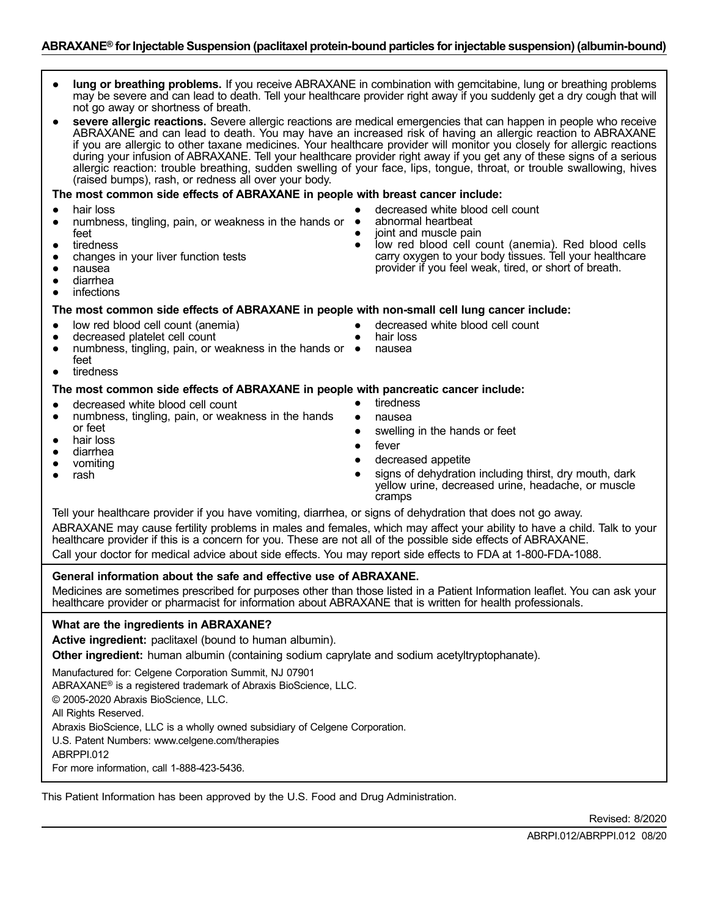- **lung or breathing problems.** If you receive ABRAXANE in combination with gemcitabine, lung or breathing problems may be severe and can lead to death. Tell your healthcare provider right away if you suddenly get a dry cough that will not go away or shortness of breath.
- **severe allergic reactions.** Severe allergic reactions are medical emergencies that can happen in people who receive ABRAXANE and can lead to death. You may have an increased risk of having an allergic reaction to ABRAXANE if you are allergic to other taxane medicines. Your healthcare provider will monitor you closely for allergic reactions during your infusion of ABRAXANE. Tell your healthcare provider right away if you get any of these signs of a serious allergic reaction: trouble breathing, sudden swelling of your face, lips, tongue, throat, or trouble swallowing, hives (raised bumps), rash, or redness all over your body.

**The most common side effects of ABRAXANE in people with breast cancer include:**

- hair loss
- numbness, tingling, pain, or weakness in the hands or feet
- tiredness
- changes in your liver function tests
- nausea
- diarrhea
- infections
- decreased white blood cell count
- abnormal heartbeat
- joint and muscle pain
- low red blood cell count (anemia). Red blood cells carry oxygen to your body tissues. Tell your healthcare provider if you feel weak, tired, or short of breath.

**The most common side effects of ABRAXANE in people with non-small cell lung cancer include:**

- low red blood cell count (anemia)
- decreased platelet cell count
- numbness, tingling, pain, or weakness in the hands or feet
- tiredness
- decreased white blood cell count
- hair loss
- nausea

**The most common side effects of ABRAXANE in people with pancreatic cancer include:**

- decreased white blood cell count
- numbness, tingling, pain, or weakness in the hands or feet
- hair loss
- diarrhea
- vomiting
- rash
- tiredness
- nausea
- swelling in the hands or feet
- fever
- decreased appetite
- signs of dehydration including thirst, dry mouth, dark yellow urine, decreased urine, headache, or muscle cramps

Tell your healthcare provider if you have vomiting, diarrhea, or signs of dehydration that does not go away.

ABRAXANE may cause fertility problems in males and females, which may affect your ability to have a child. Talk to your healthcare provider if this is a concern for you. These are not all of the possible side effects of ABRAXANE.

Call your doctor for medical advice about side effects. You may report side effects to FDA at 1-800-FDA-1088.

**General information about the safe and effective use of ABRAXANE.**

Medicines are sometimes prescribed for purposes other than those listed in a Patient Information leaflet. You can ask your healthcare provider or pharmacist for information about ABRAXANE that is written for health professionals.

**What are the ingredients in ABRAXANE?**

**Active ingredient:** paclitaxel (bound to human albumin).

**Other ingredient:** human albumin (containing sodium caprylate and sodium acetyltryptophanate).

Manufactured for: Celgene Corporation Summit, NJ 07901

ABRAXANE® is a registered trademark of Abraxis BioScience, LLC.

© 2005-2020 Abraxis BioScience, LLC.

All Rights Reserved.

Abraxis BioScience, LLC is a wholly owned subsidiary of Celgene Corporation.

U.S. Patent Numbers: www.celgene.com/therapies

ABRPPI.012

For more information, call 1-888-423-5436.

This Patient Information has been approved by the U.S. Food and Drug Administration.

Revised: 8/2020

ABRPI.012/ABRPPI.012 08/20